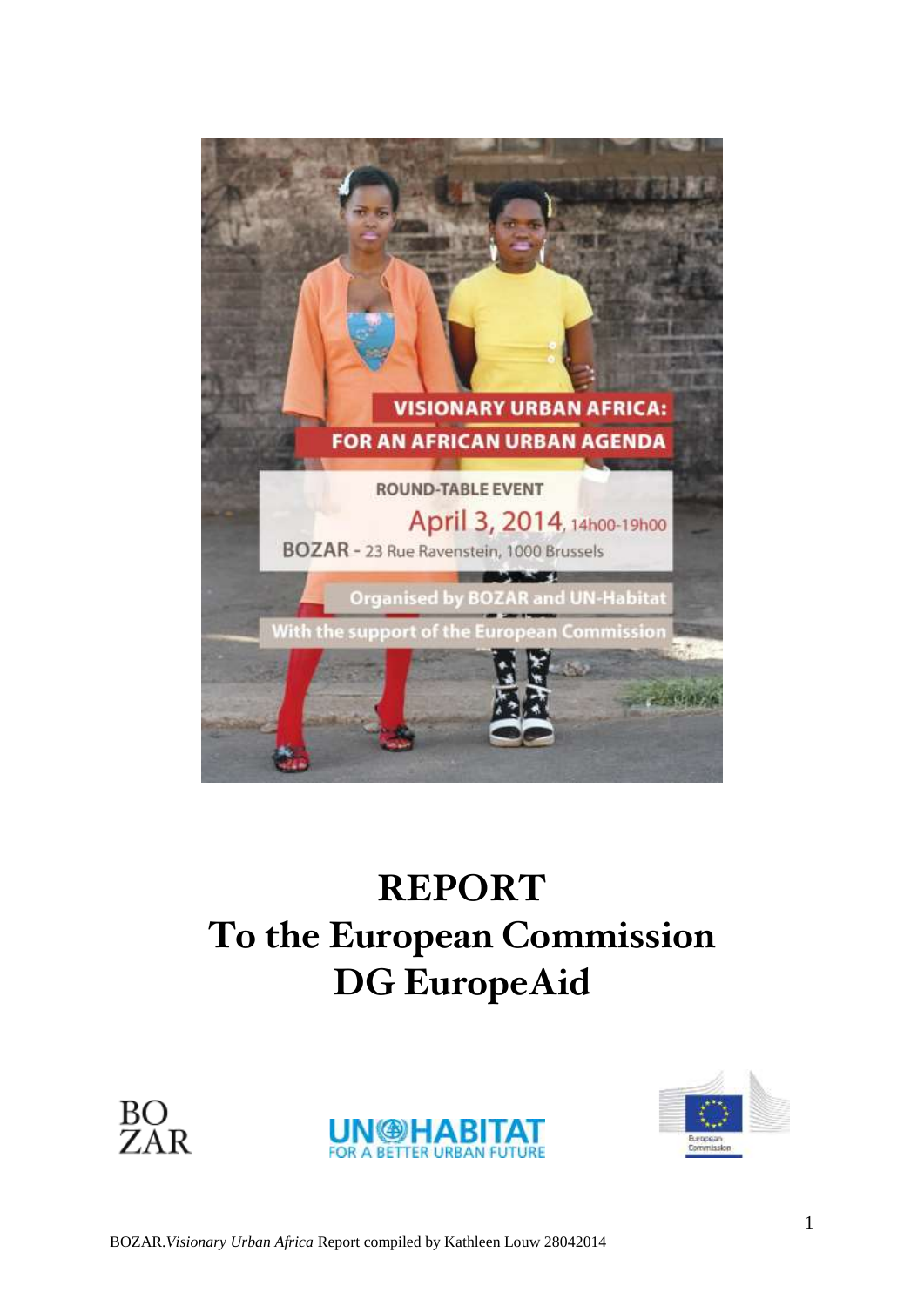VISIONARY URBAN AFRICA:
FOR AN AFRICAN URBAN AGENDA

ROUND-TABLE EVENT

April 3, 2014, 14h00-19h00

BOZAR - 23 Rue Ravenstein, 1000 Brussels

Organised by BOZAR and UN-Habitat

With the support of the European Commission

# REPORT
# To the European Commission
# DG EuropeAid

BOZAR.*Visionary Urban Africa* Report compiled by Kathleen Louw 28042014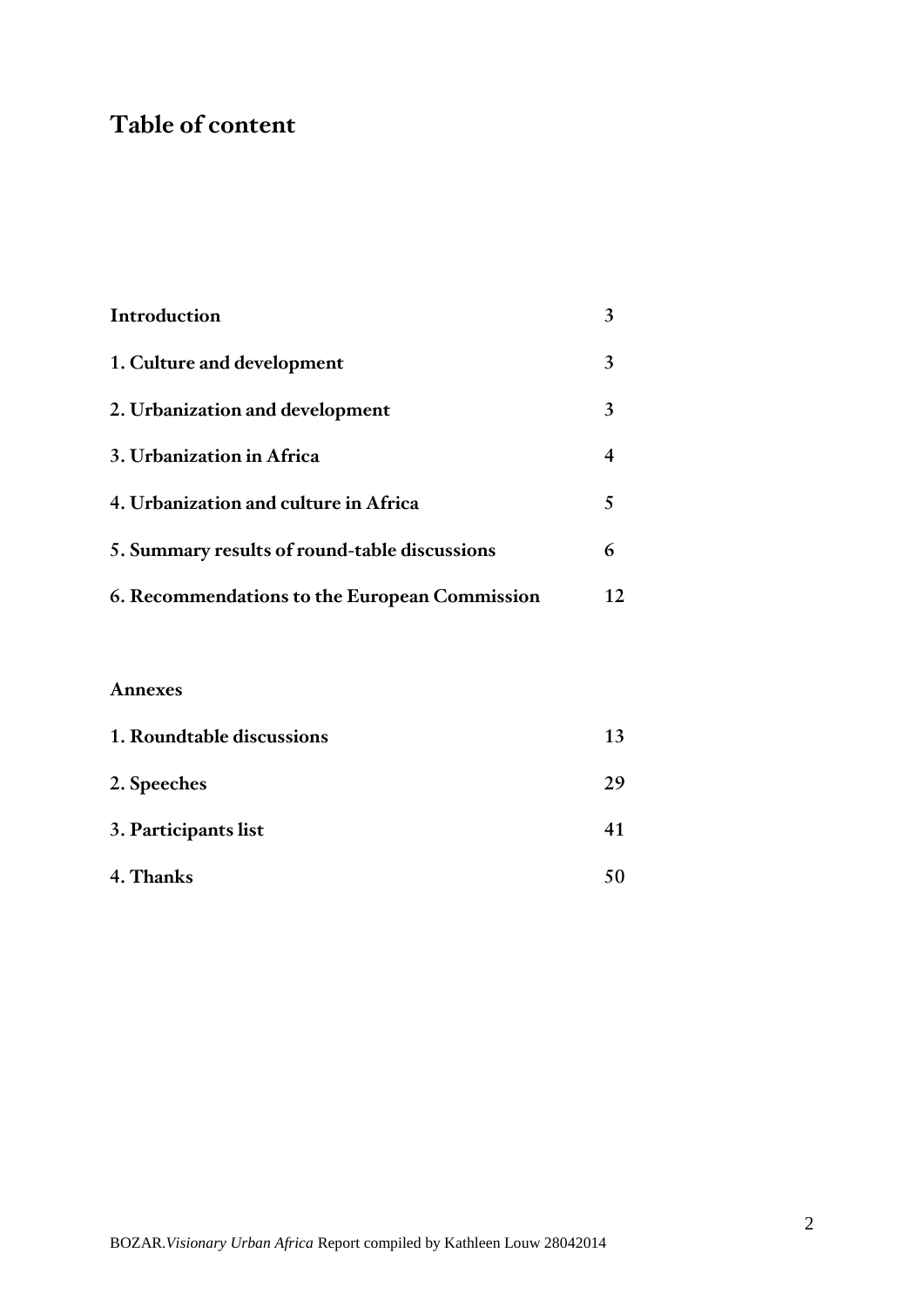# Table of content

| | |
|---|---|
| **Introduction** | **3** |
| **1. Culture and development** | **3** |
| **2. Urbanization and development** | **3** |
| **3. Urbanization in Africa** | **4** |
| **4. Urbanization and culture in Africa** | **5** |
| **5. Summary results of round-table discussions** | **6** |
| **6. Recommendations to the European Commission** | **12** |

**Annexes**

| | |
|---|---|
| **1. Roundtable discussions** | **13** |
| **2. Speeches** | **29** |
| **3. Participants list** | **41** |
| **4. Thanks** | **50** |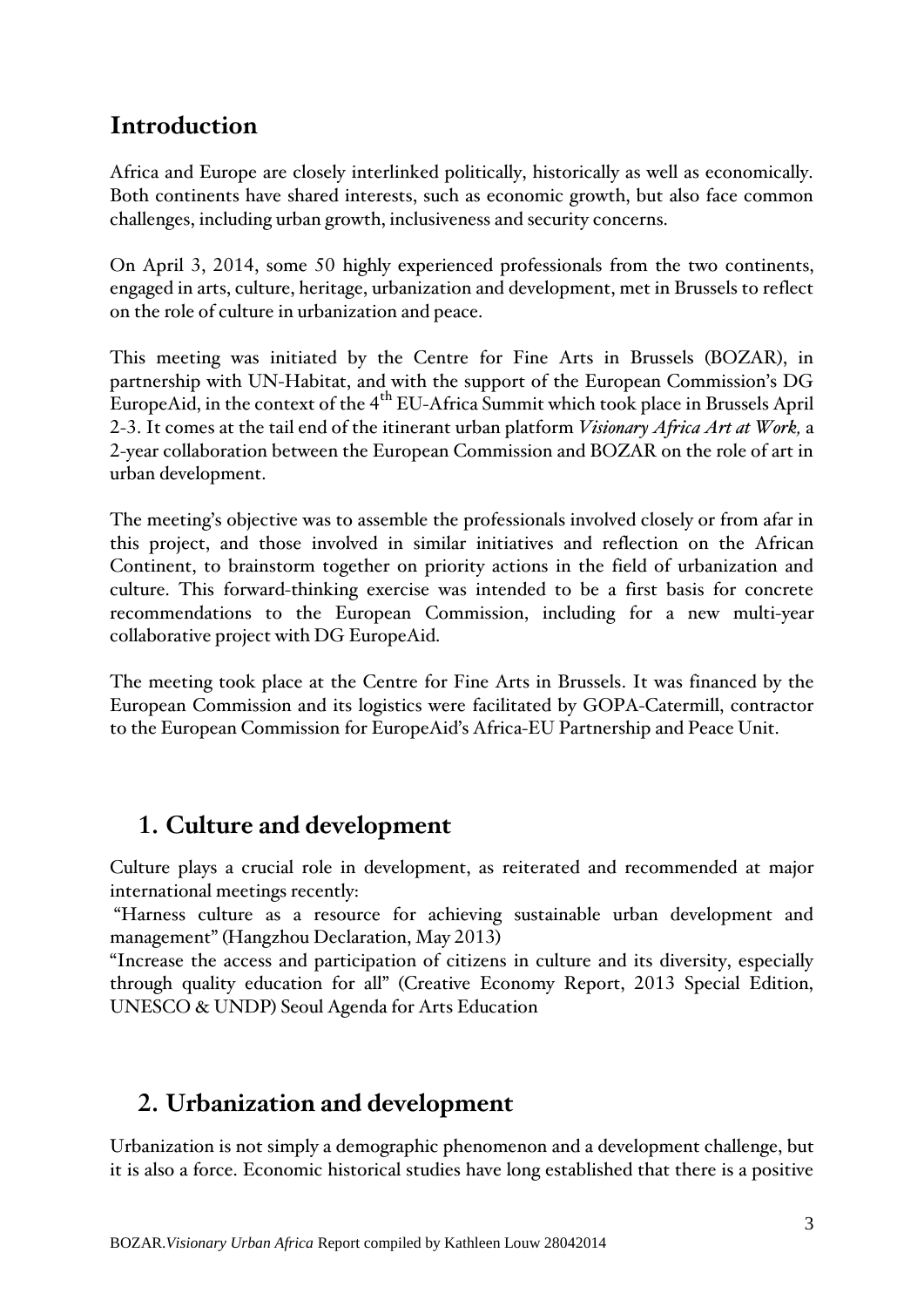## Introduction

Africa and Europe are closely interlinked politically, historically as well as economically. Both continents have shared interests, such as economic growth, but also face common challenges, including urban growth, inclusiveness and security concerns.

On April 3, 2014, some 50 highly experienced professionals from the two continents, engaged in arts, culture, heritage, urbanization and development, met in Brussels to reflect on the role of culture in urbanization and peace.

This meeting was initiated by the Centre for Fine Arts in Brussels (BOZAR), in partnership with UN-Habitat, and with the support of the European Commission's DG EuropeAid, in the context of the 4th EU-Africa Summit which took place in Brussels April 2-3. It comes at the tail end of the itinerant urban platform *Visionary Africa Art at Work,* a 2-year collaboration between the European Commission and BOZAR on the role of art in urban development.

The meeting's objective was to assemble the professionals involved closely or from afar in this project, and those involved in similar initiatives and reflection on the African Continent, to brainstorm together on priority actions in the field of urbanization and culture. This forward-thinking exercise was intended to be a first basis for concrete recommendations to the European Commission, including for a new multi-year collaborative project with DG EuropeAid.

The meeting took place at the Centre for Fine Arts in Brussels. It was financed by the European Commission and its logistics were facilitated by GOPA-Catermill, contractor to the European Commission for EuropeAid's Africa-EU Partnership and Peace Unit.

## 1. Culture and development

Culture plays a crucial role in development, as reiterated and recommended at major international meetings recently:

"Harness culture as a resource for achieving sustainable urban development and management" (Hangzhou Declaration, May 2013)

"Increase the access and participation of citizens in culture and its diversity, especially through quality education for all" (Creative Economy Report, 2013 Special Edition, UNESCO & UNDP) Seoul Agenda for Arts Education

## 2. Urbanization and development

Urbanization is not simply a demographic phenomenon and a development challenge, but it is also a force. Economic historical studies have long established that there is a positive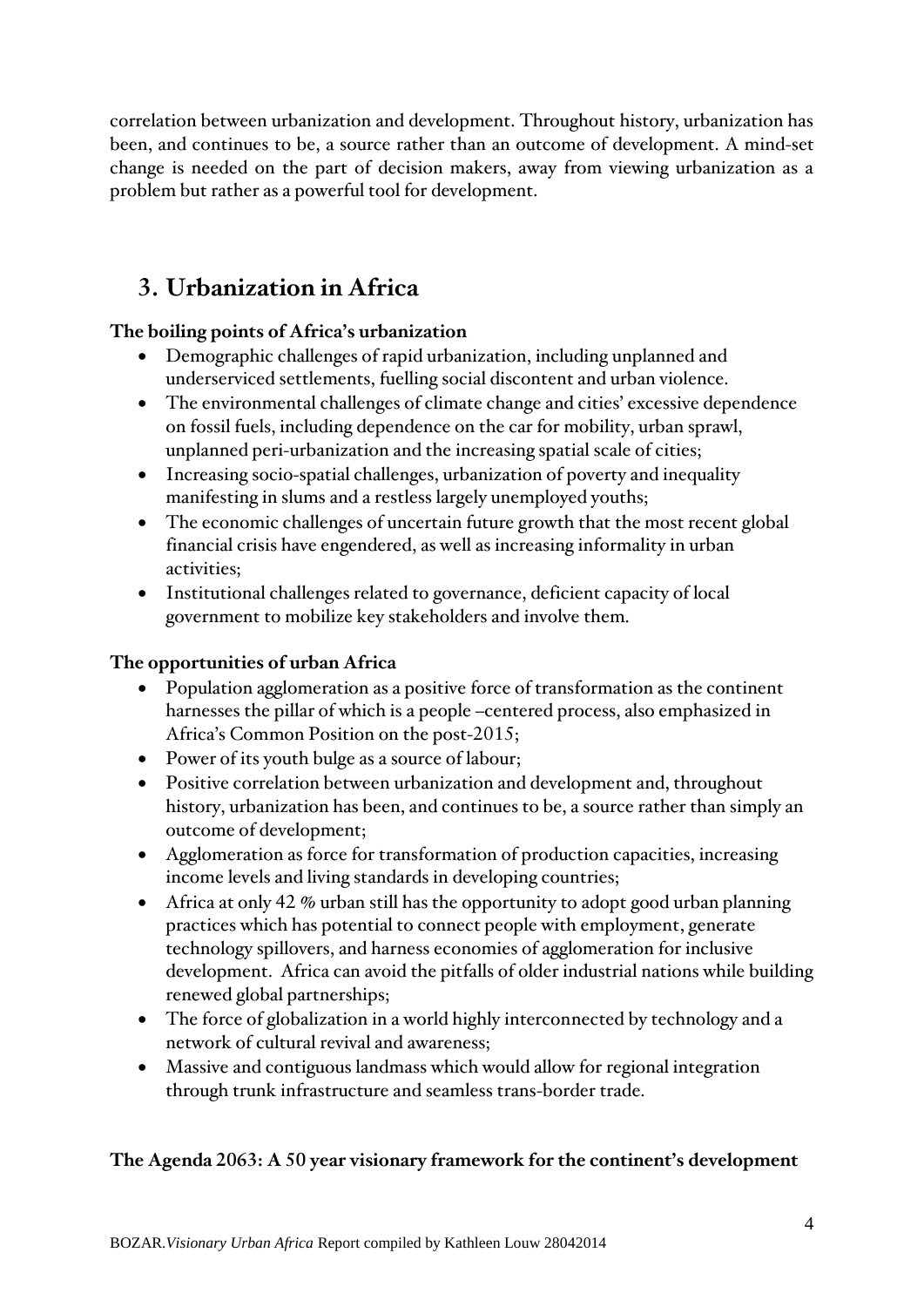correlation between urbanization and development. Throughout history, urbanization has been, and continues to be, a source rather than an outcome of development. A mind-set change is needed on the part of decision makers, away from viewing urbanization as a problem but rather as a powerful tool for development.

## 3. Urbanization in Africa

**The boiling points of Africa's urbanization**

- Demographic challenges of rapid urbanization, including unplanned and underserviced settlements, fuelling social discontent and urban violence.
- The environmental challenges of climate change and cities' excessive dependence on fossil fuels, including dependence on the car for mobility, urban sprawl, unplanned peri-urbanization and the increasing spatial scale of cities;
- Increasing socio-spatial challenges, urbanization of poverty and inequality manifesting in slums and a restless largely unemployed youths;
- The economic challenges of uncertain future growth that the most recent global financial crisis have engendered, as well as increasing informality in urban activities;
- Institutional challenges related to governance, deficient capacity of local government to mobilize key stakeholders and involve them.

**The opportunities of urban Africa**

- Population agglomeration as a positive force of transformation as the continent harnesses the pillar of which is a people –centered process, also emphasized in Africa's Common Position on the post-2015;
- Power of its youth bulge as a source of labour;
- Positive correlation between urbanization and development and, throughout history, urbanization has been, and continues to be, a source rather than simply an outcome of development;
- Agglomeration as force for transformation of production capacities, increasing income levels and living standards in developing countries;
- Africa at only 42 % urban still has the opportunity to adopt good urban planning practices which has potential to connect people with employment, generate technology spillovers, and harness economies of agglomeration for inclusive development. Africa can avoid the pitfalls of older industrial nations while building renewed global partnerships;
- The force of globalization in a world highly interconnected by technology and a network of cultural revival and awareness;
- Massive and contiguous landmass which would allow for regional integration through trunk infrastructure and seamless trans-border trade.

**The Agenda 2063: A 50 year visionary framework for the continent's development**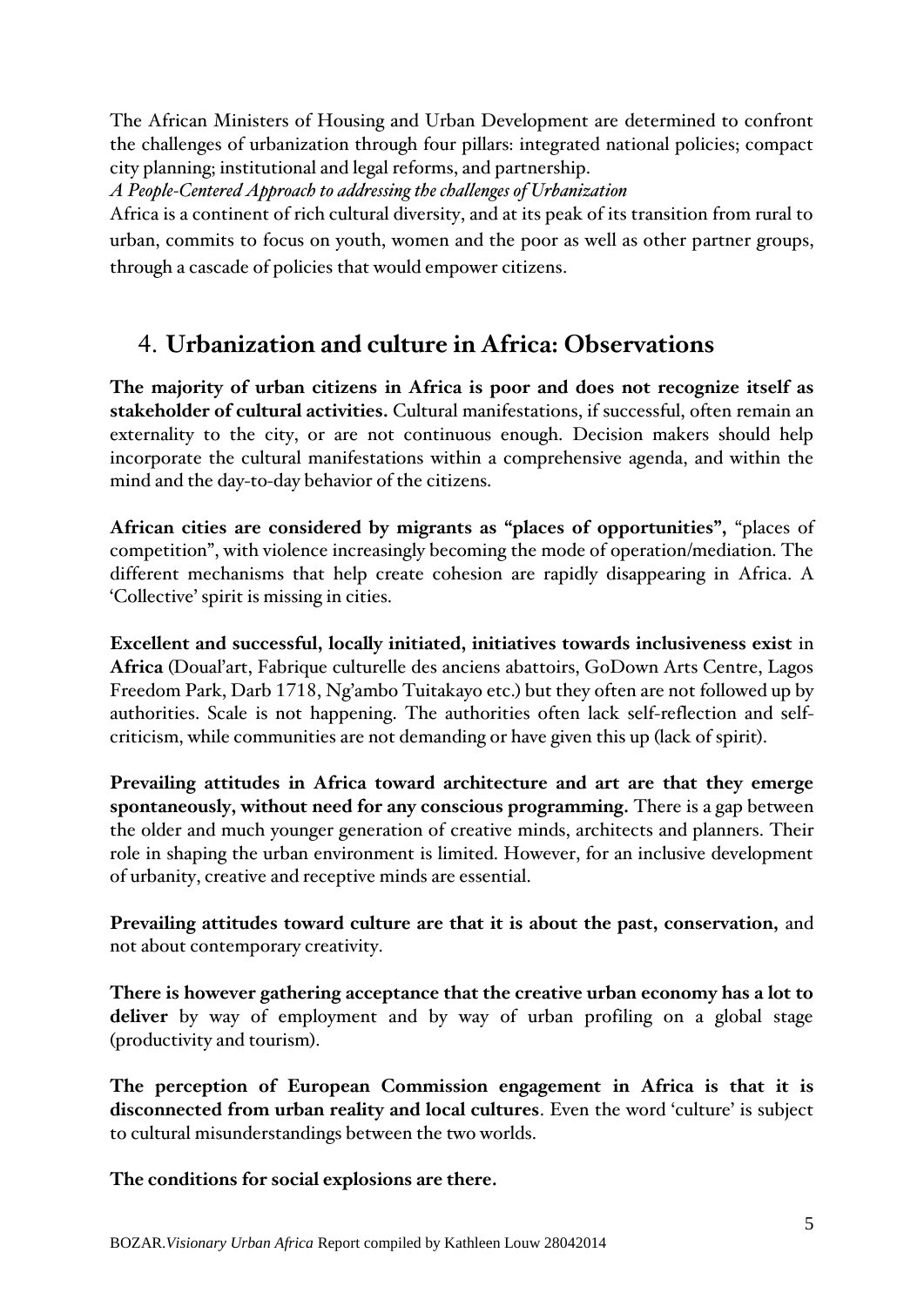The African Ministers of Housing and Urban Development are determined to confront the challenges of urbanization through four pillars: integrated national policies; compact city planning; institutional and legal reforms, and partnership.

*A People-Centered Approach to addressing the challenges of Urbanization*

Africa is a continent of rich cultural diversity, and at its peak of its transition from rural to urban, commits to focus on youth, women and the poor as well as other partner groups, through a cascade of policies that would empower citizens.

## 4. Urbanization and culture in Africa: Observations

**The majority of urban citizens in Africa is poor and does not recognize itself as stakeholder of cultural activities.** Cultural manifestations, if successful, often remain an externality to the city, or are not continuous enough. Decision makers should help incorporate the cultural manifestations within a comprehensive agenda, and within the mind and the day-to-day behavior of the citizens.

**African cities are considered by migrants as "places of opportunities",** "places of competition", with violence increasingly becoming the mode of operation/mediation. The different mechanisms that help create cohesion are rapidly disappearing in Africa. A 'Collective' spirit is missing in cities.

**Excellent and successful, locally initiated, initiatives towards inclusiveness exist** in **Africa** (Doual'art, Fabrique culturelle des anciens abattoirs, GoDown Arts Centre, Lagos Freedom Park, Darb 1718, Ng'ambo Tuitakayo etc.) but they often are not followed up by authorities. Scale is not happening. The authorities often lack self-reflection and self-criticism, while communities are not demanding or have given this up (lack of spirit).

**Prevailing attitudes in Africa toward architecture and art are that they emerge spontaneously, without need for any conscious programming.** There is a gap between the older and much younger generation of creative minds, architects and planners. Their role in shaping the urban environment is limited. However, for an inclusive development of urbanity, creative and receptive minds are essential.

**Prevailing attitudes toward culture are that it is about the past, conservation,** and not about contemporary creativity.

**There is however gathering acceptance that the creative urban economy has a lot to deliver** by way of employment and by way of urban profiling on a global stage (productivity and tourism).

**The perception of European Commission engagement in Africa is that it is disconnected from urban reality and local cultures**. Even the word 'culture' is subject to cultural misunderstandings between the two worlds.

**The conditions for social explosions are there.**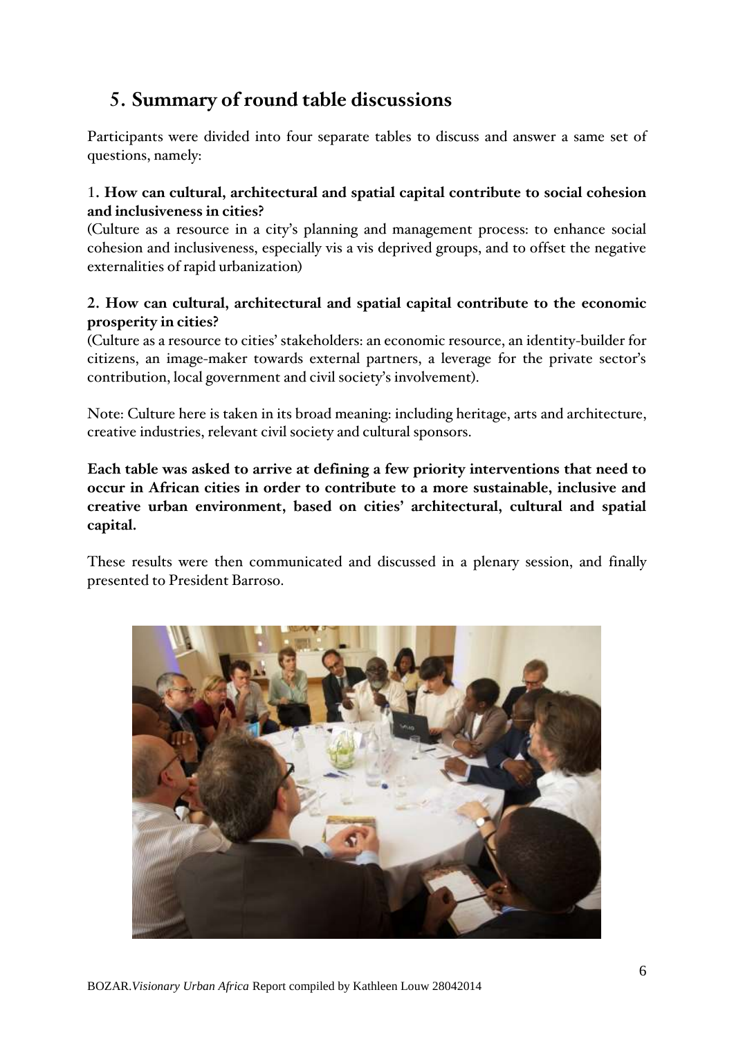## 5. Summary of round table discussions

Participants were divided into four separate tables to discuss and answer a same set of questions, namely:

1. **How can cultural, architectural and spatial capital contribute to social cohesion and inclusiveness in cities?**
(Culture as a resource in a city's planning and management process: to enhance social cohesion and inclusiveness, especially vis a vis deprived groups, and to offset the negative externalities of rapid urbanization)

2. **How can cultural, architectural and spatial capital contribute to the economic prosperity in cities?**
(Culture as a resource to cities' stakeholders: an economic resource, an identity-builder for citizens, an image-maker towards external partners, a leverage for the private sector's contribution, local government and civil society's involvement).

Note: Culture here is taken in its broad meaning: including heritage, arts and architecture, creative industries, relevant civil society and cultural sponsors.

**Each table was asked to arrive at defining a few priority interventions that need to occur in African cities in order to contribute to a more sustainable, inclusive and creative urban environment, based on cities' architectural, cultural and spatial capital.**

These results were then communicated and discussed in a plenary session, and finally presented to President Barroso.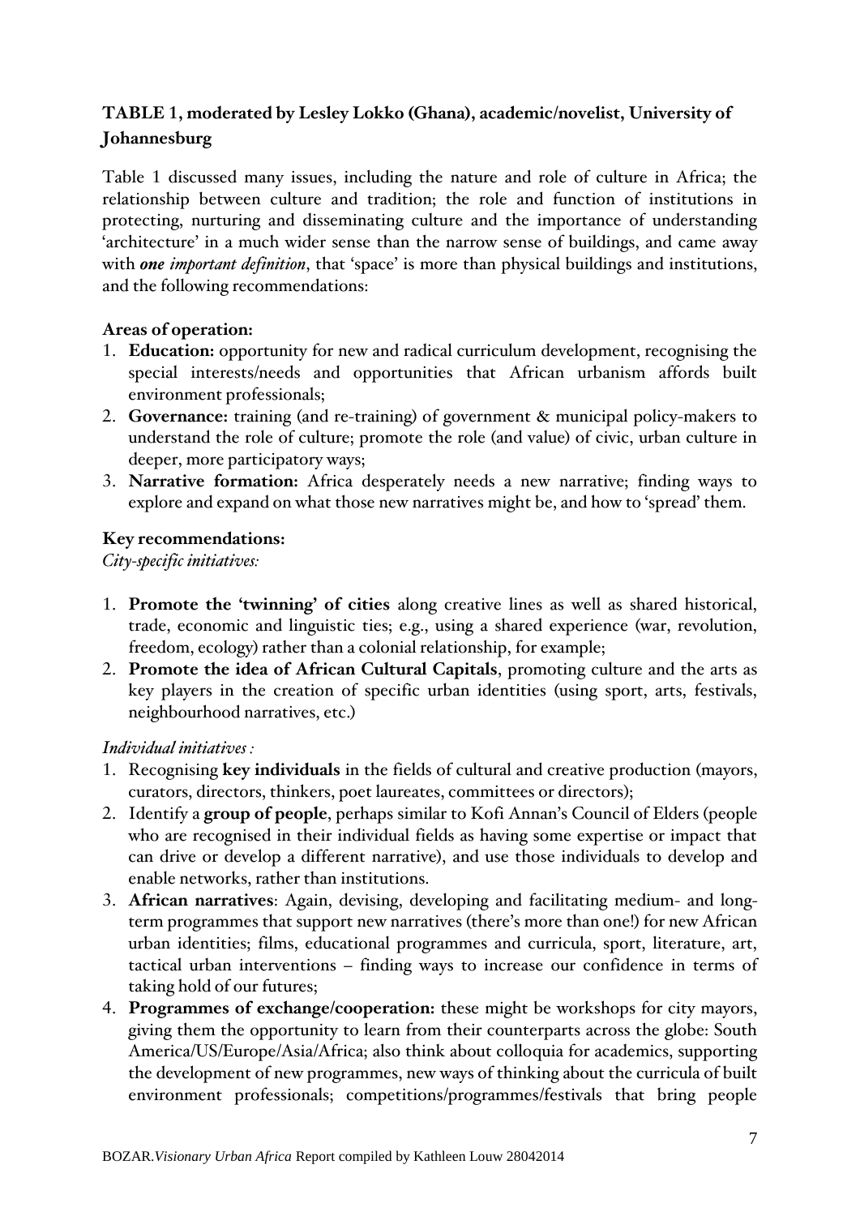## TABLE 1, moderated by Lesley Lokko (Ghana), academic/novelist, University of Johannesburg

Table 1 discussed many issues, including the nature and role of culture in Africa; the relationship between culture and tradition; the role and function of institutions in protecting, nurturing and disseminating culture and the importance of understanding 'architecture' in a much wider sense than the narrow sense of buildings, and came away with ***one important definition***, that 'space' is more than physical buildings and institutions, and the following recommendations:

**Areas of operation:**

1. **Education:** opportunity for new and radical curriculum development, recognising the special interests/needs and opportunities that African urbanism affords built environment professionals;
2. **Governance:** training (and re-training) of government & municipal policy-makers to understand the role of culture; promote the role (and value) of civic, urban culture in deeper, more participatory ways;
3. **Narrative formation:** Africa desperately needs a new narrative; finding ways to explore and expand on what those new narratives might be, and how to 'spread' them.

**Key recommendations:**

*City-specific initiatives:*

1. **Promote the 'twinning' of cities** along creative lines as well as shared historical, trade, economic and linguistic ties; e.g., using a shared experience (war, revolution, freedom, ecology) rather than a colonial relationship, for example;
2. **Promote the idea of African Cultural Capitals**, promoting culture and the arts as key players in the creation of specific urban identities (using sport, arts, festivals, neighbourhood narratives, etc.)

*Individual initiatives :*

1. Recognising **key individuals** in the fields of cultural and creative production (mayors, curators, directors, thinkers, poet laureates, committees or directors);
2. Identify a **group of people**, perhaps similar to Kofi Annan's Council of Elders (people who are recognised in their individual fields as having some expertise or impact that can drive or develop a different narrative), and use those individuals to develop and enable networks, rather than institutions.
3. **African narratives**: Again, devising, developing and facilitating medium- and long-term programmes that support new narratives (there's more than one!) for new African urban identities; films, educational programmes and curricula, sport, literature, art, tactical urban interventions – finding ways to increase our confidence in terms of taking hold of our futures;
4. **Programmes of exchange/cooperation:** these might be workshops for city mayors, giving them the opportunity to learn from their counterparts across the globe: South America/US/Europe/Asia/Africa; also think about colloquia for academics, supporting the development of new programmes, new ways of thinking about the curricula of built environment professionals; competitions/programmes/festivals that bring people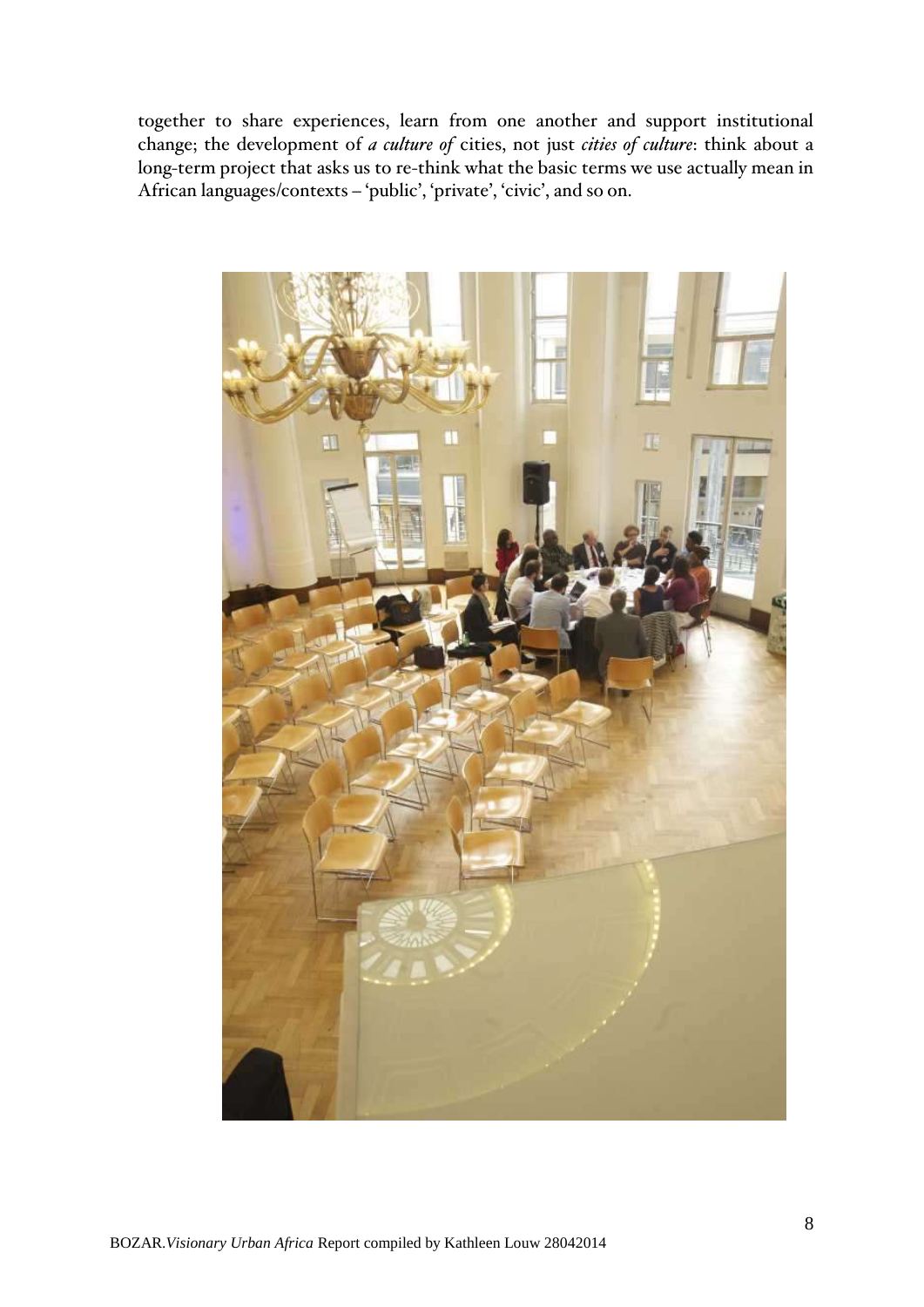together to share experiences, learn from one another and support institutional change; the development of *a culture of* cities, not just *cities of culture*: think about a long-term project that asks us to re-think what the basic terms we use actually mean in African languages/contexts – 'public', 'private', 'civic', and so on.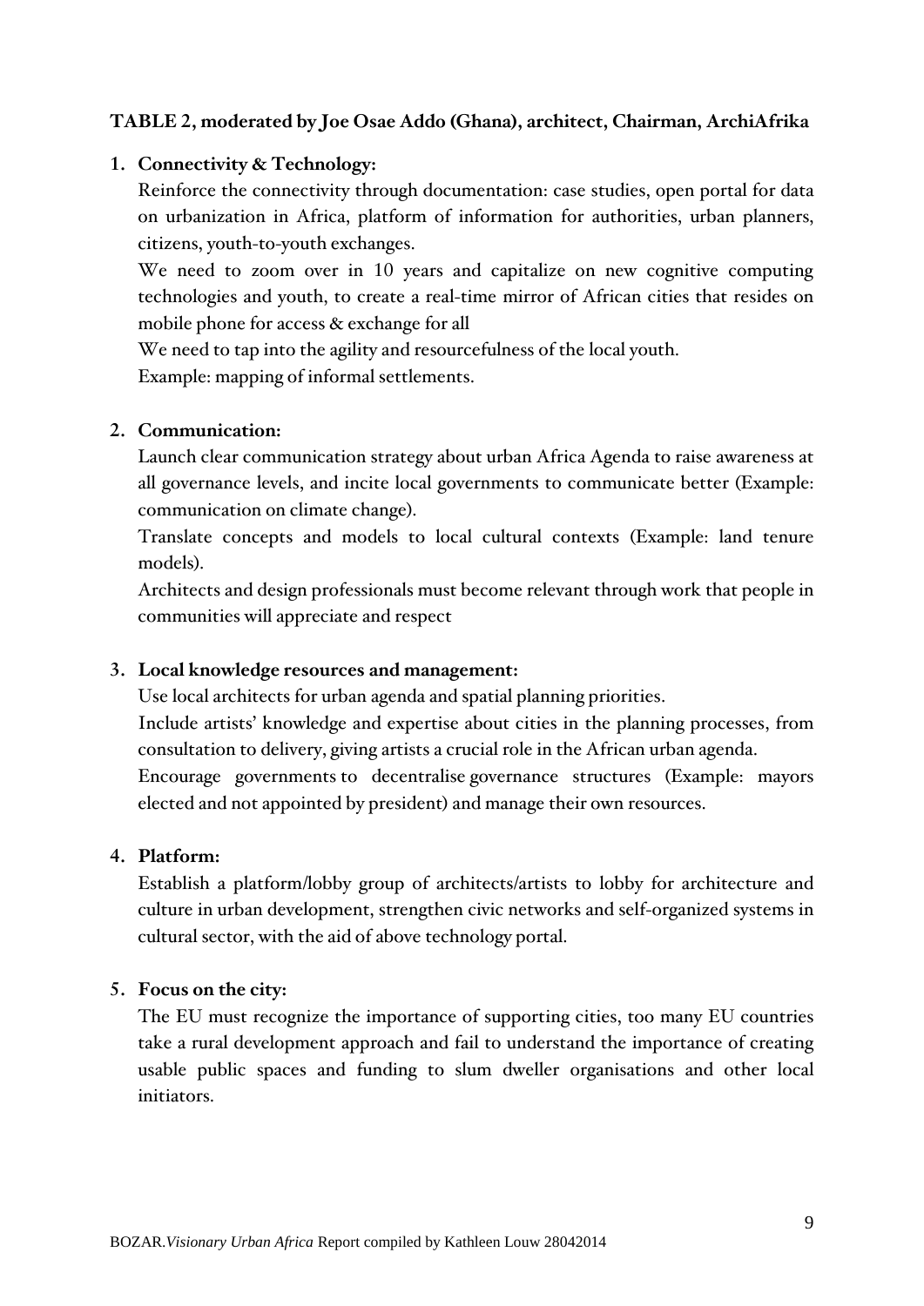**TABLE 2, moderated by Joe Osae Addo (Ghana), architect, Chairman, ArchiAfrika**

1. **Connectivity & Technology:**

   Reinforce the connectivity through documentation: case studies, open portal for data on urbanization in Africa, platform of information for authorities, urban planners, citizens, youth-to-youth exchanges.

   We need to zoom over in 10 years and capitalize on new cognitive computing technologies and youth, to create a real-time mirror of African cities that resides on mobile phone for access & exchange for all

   We need to tap into the agility and resourcefulness of the local youth.

   Example: mapping of informal settlements.

2. **Communication:**

   Launch clear communication strategy about urban Africa Agenda to raise awareness at all governance levels, and incite local governments to communicate better (Example: communication on climate change).

   Translate concepts and models to local cultural contexts (Example: land tenure models).

   Architects and design professionals must become relevant through work that people in communities will appreciate and respect

3. **Local knowledge resources and management:**

   Use local architects for urban agenda and spatial planning priorities.

   Include artists' knowledge and expertise about cities in the planning processes, from consultation to delivery, giving artists a crucial role in the African urban agenda.

   Encourage governments to decentralise governance structures (Example: mayors elected and not appointed by president) and manage their own resources.

4. **Platform:**

   Establish a platform/lobby group of architects/artists to lobby for architecture and culture in urban development, strengthen civic networks and self-organized systems in cultural sector, with the aid of above technology portal.

5. **Focus on the city:**

   The EU must recognize the importance of supporting cities, too many EU countries take a rural development approach and fail to understand the importance of creating usable public spaces and funding to slum dweller organisations and other local initiators.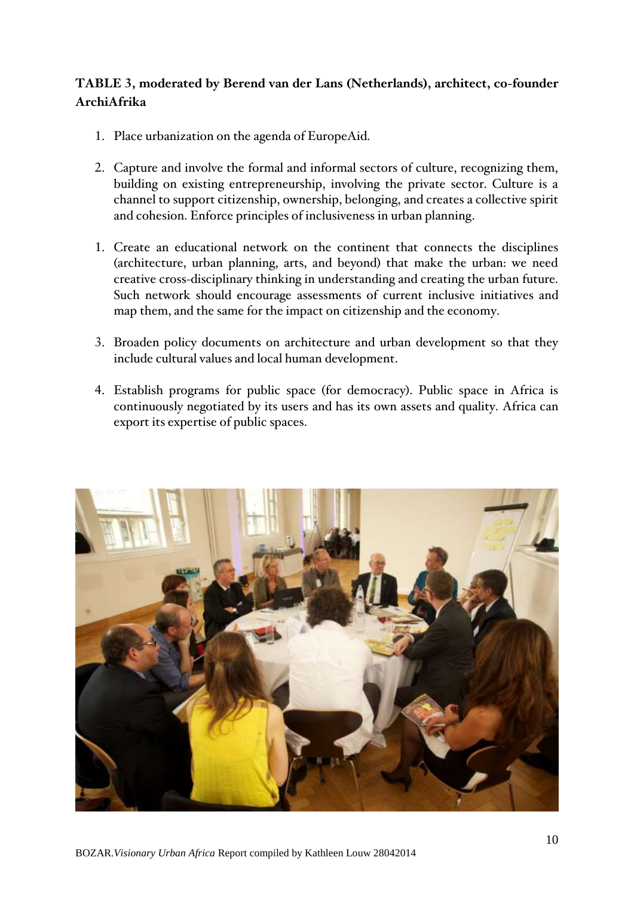**TABLE 3, moderated by Berend van der Lans (Netherlands), architect, co-founder ArchiAfrika**

1. Place urbanization on the agenda of EuropeAid.

2. Capture and involve the formal and informal sectors of culture, recognizing them, building on existing entrepreneurship, involving the private sector. Culture is a channel to support citizenship, ownership, belonging, and creates a collective spirit and cohesion. Enforce principles of inclusiveness in urban planning.

1. Create an educational network on the continent that connects the disciplines (architecture, urban planning, arts, and beyond) that make the urban: we need creative cross-disciplinary thinking in understanding and creating the urban future. Such network should encourage assessments of current inclusive initiatives and map them, and the same for the impact on citizenship and the economy.

3. Broaden policy documents on architecture and urban development so that they include cultural values and local human development.

4. Establish programs for public space (for democracy). Public space in Africa is continuously negotiated by its users and has its own assets and quality. Africa can export its expertise of public spaces.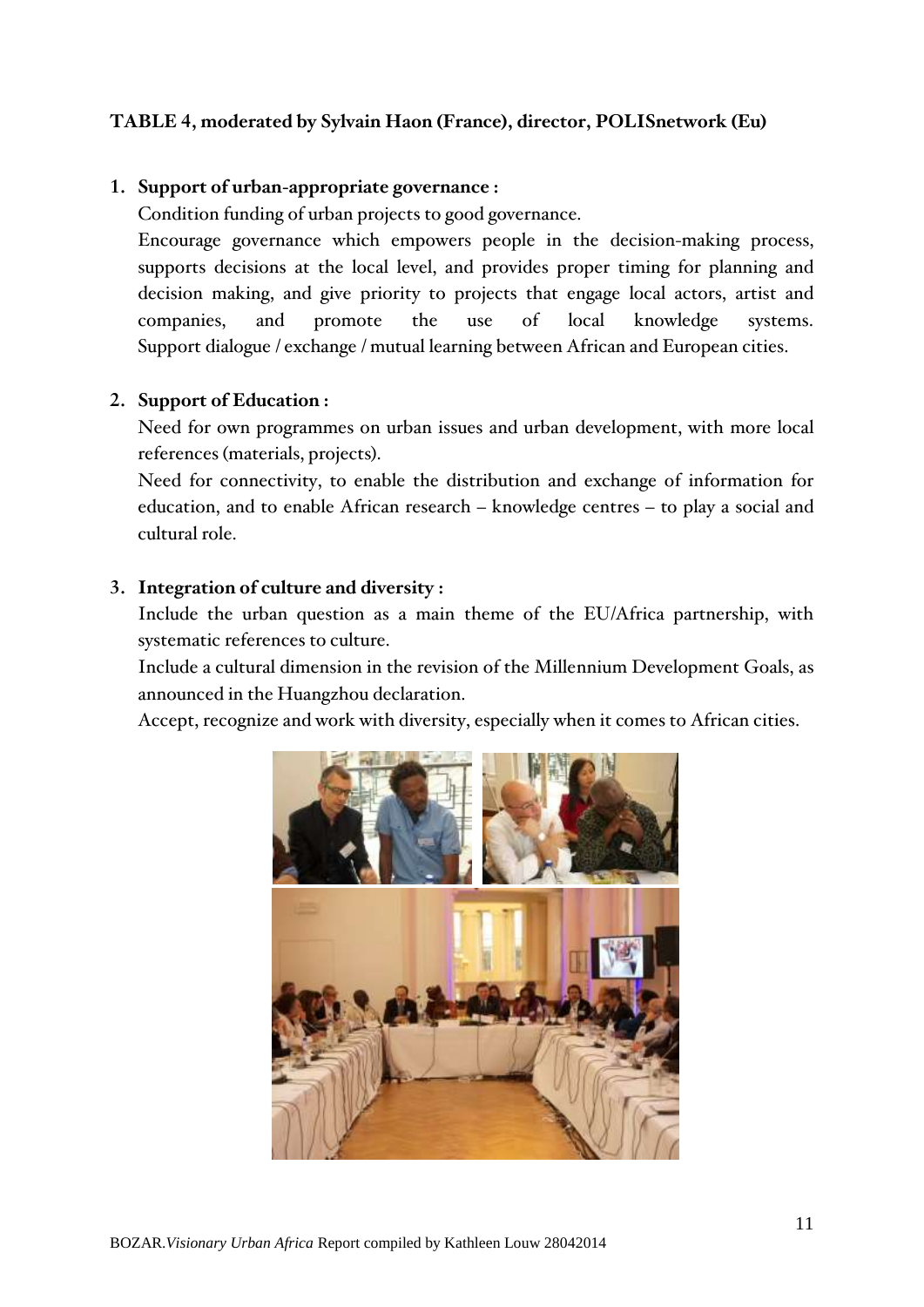**TABLE 4, moderated by Sylvain Haon (France), director, POLISnetwork (Eu)**

1. **Support of urban-appropriate governance :**
   Condition funding of urban projects to good governance.
   Encourage governance which empowers people in the decision-making process, supports decisions at the local level, and provides proper timing for planning and decision making, and give priority to projects that engage local actors, artist and companies, and promote the use of local knowledge systems. Support dialogue / exchange / mutual learning between African and European cities.

2. **Support of Education :**
   Need for own programmes on urban issues and urban development, with more local references (materials, projects).
   Need for connectivity, to enable the distribution and exchange of information for education, and to enable African research – knowledge centres – to play a social and cultural role.

3. **Integration of culture and diversity :**
   Include the urban question as a main theme of the EU/Africa partnership, with systematic references to culture.
   Include a cultural dimension in the revision of the Millennium Development Goals, as announced in the Huangzhou declaration.
   Accept, recognize and work with diversity, especially when it comes to African cities.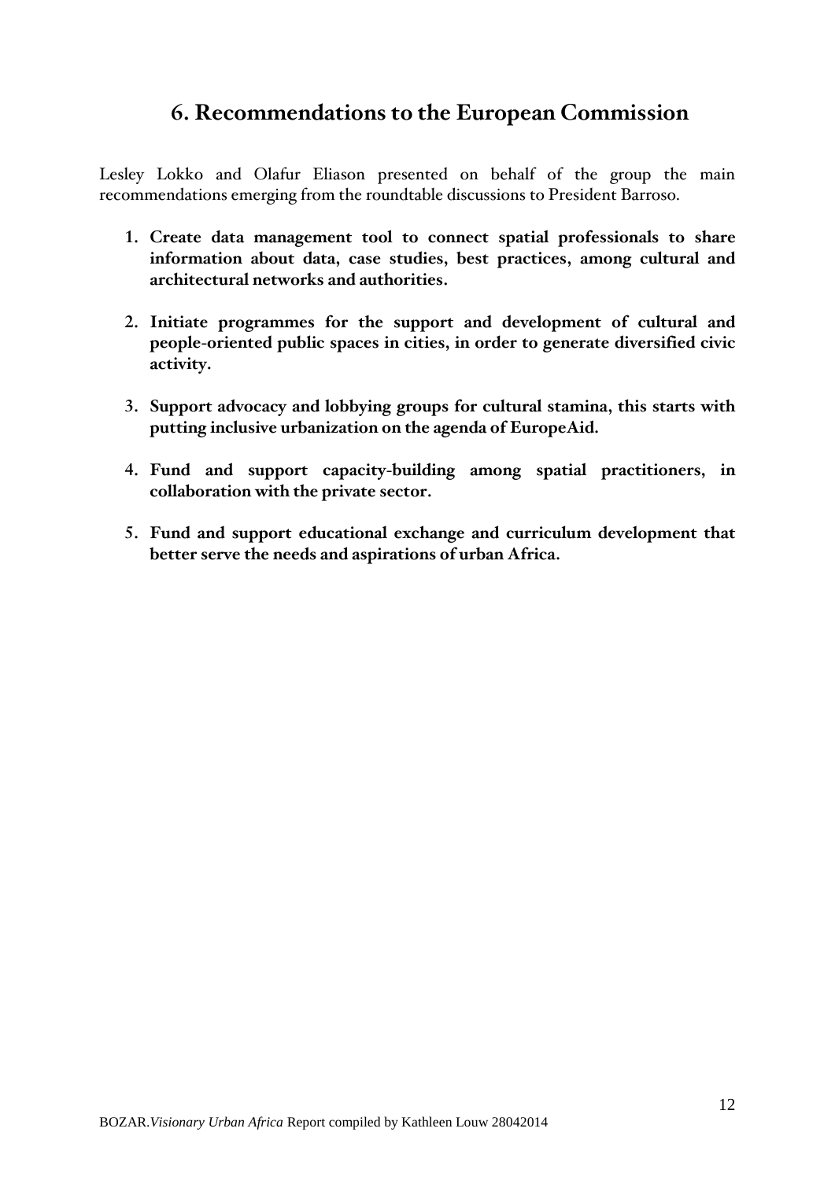## 6. Recommendations to the European Commission

Lesley Lokko and Olafur Eliason presented on behalf of the group the main recommendations emerging from the roundtable discussions to President Barroso.

1. **Create data management tool to connect spatial professionals to share information about data, case studies, best practices, among cultural and architectural networks and authorities.**

2. **Initiate programmes for the support and development of cultural and people-oriented public spaces in cities, in order to generate diversified civic activity.**

3. **Support advocacy and lobbying groups for cultural stamina, this starts with putting inclusive urbanization on the agenda of EuropeAid.**

4. **Fund and support capacity-building among spatial practitioners, in collaboration with the private sector.**

5. **Fund and support educational exchange and curriculum development that better serve the needs and aspirations of urban Africa.**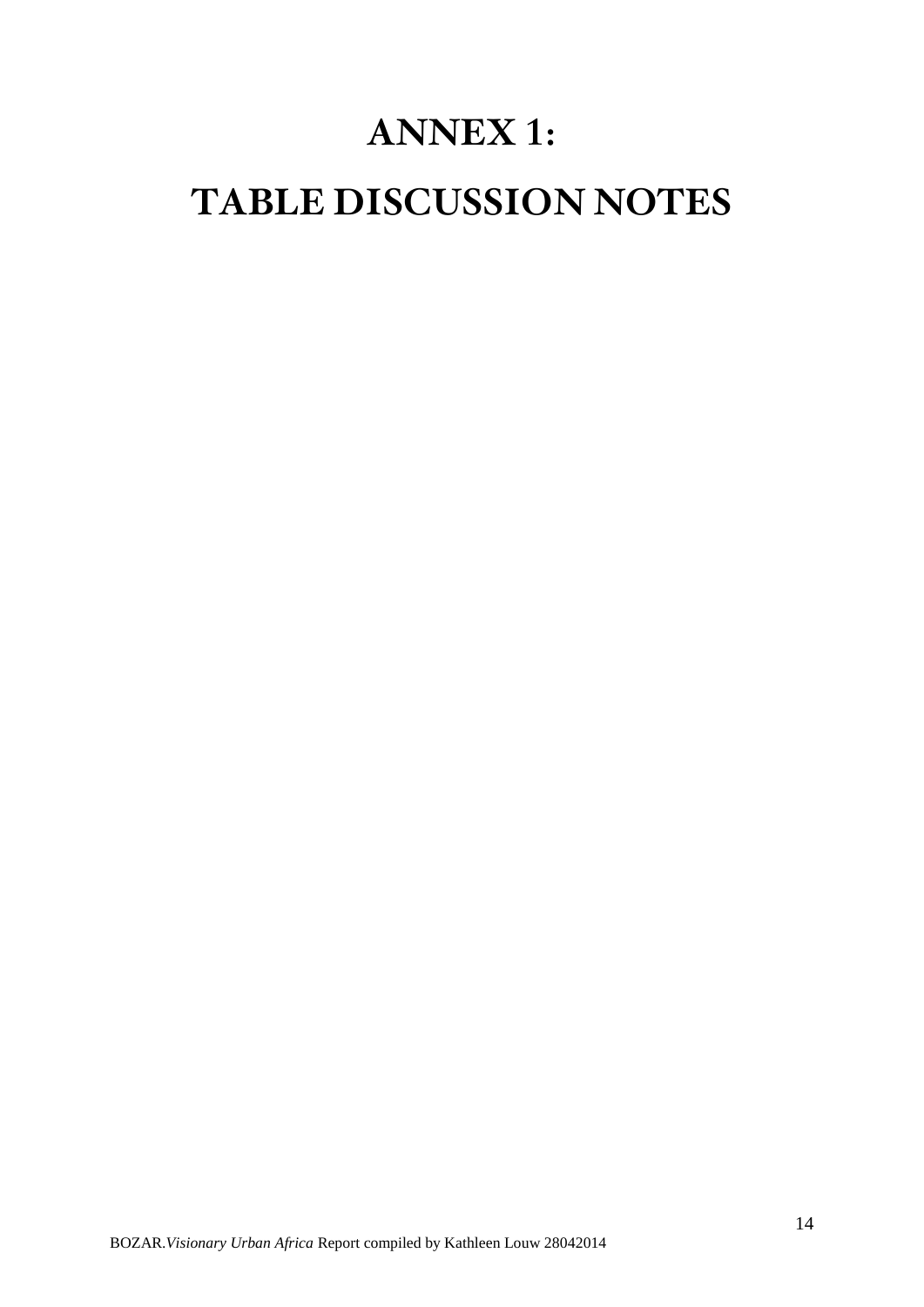# ANNEX 1:

# TABLE DISCUSSION NOTES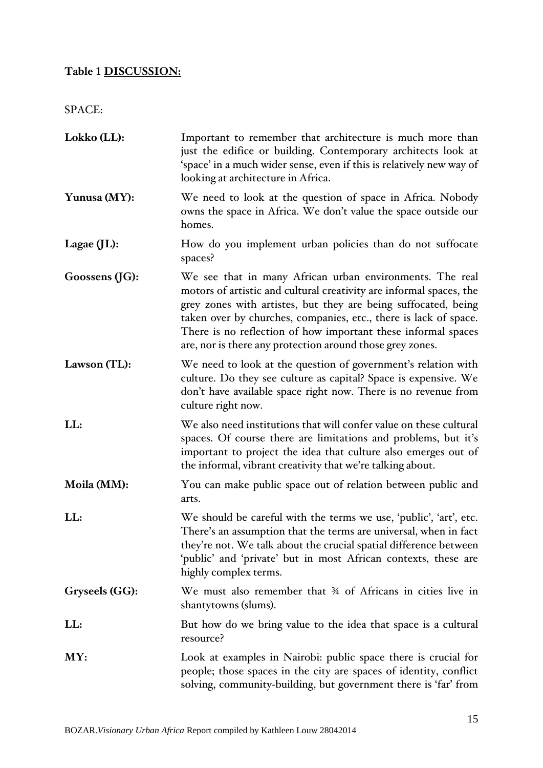**Table 1 DISCUSSION:**

SPACE:

**Lokko (LL):** Important to remember that architecture is much more than just the edifice or building. Contemporary architects look at 'space' in a much wider sense, even if this is relatively new way of looking at architecture in Africa.

**Yunusa (MY):** We need to look at the question of space in Africa. Nobody owns the space in Africa. We don't value the space outside our homes.

**Lagae (JL):** How do you implement urban policies than do not suffocate spaces?

**Goossens (JG):** We see that in many African urban environments. The real motors of artistic and cultural creativity are informal spaces, the grey zones with artistes, but they are being suffocated, being taken over by churches, companies, etc., there is lack of space. There is no reflection of how important these informal spaces are, nor is there any protection around those grey zones.

**Lawson (TL):** We need to look at the question of government's relation with culture. Do they see culture as capital? Space is expensive. We don't have available space right now. There is no revenue from culture right now.

**LL:** We also need institutions that will confer value on these cultural spaces. Of course there are limitations and problems, but it's important to project the idea that culture also emerges out of the informal, vibrant creativity that we're talking about.

**Moila (MM):** You can make public space out of relation between public and arts.

**LL:** We should be careful with the terms we use, 'public', 'art', etc. There's an assumption that the terms are universal, when in fact they're not. We talk about the crucial spatial difference between 'public' and 'private' but in most African contexts, these are highly complex terms.

**Gryseels (GG):** We must also remember that ¾ of Africans in cities live in shantytowns (slums).

**LL:** But how do we bring value to the idea that space is a cultural resource?

**MY:** Look at examples in Nairobi: public space there is crucial for people; those spaces in the city are spaces of identity, conflict solving, community-building, but government there is 'far' from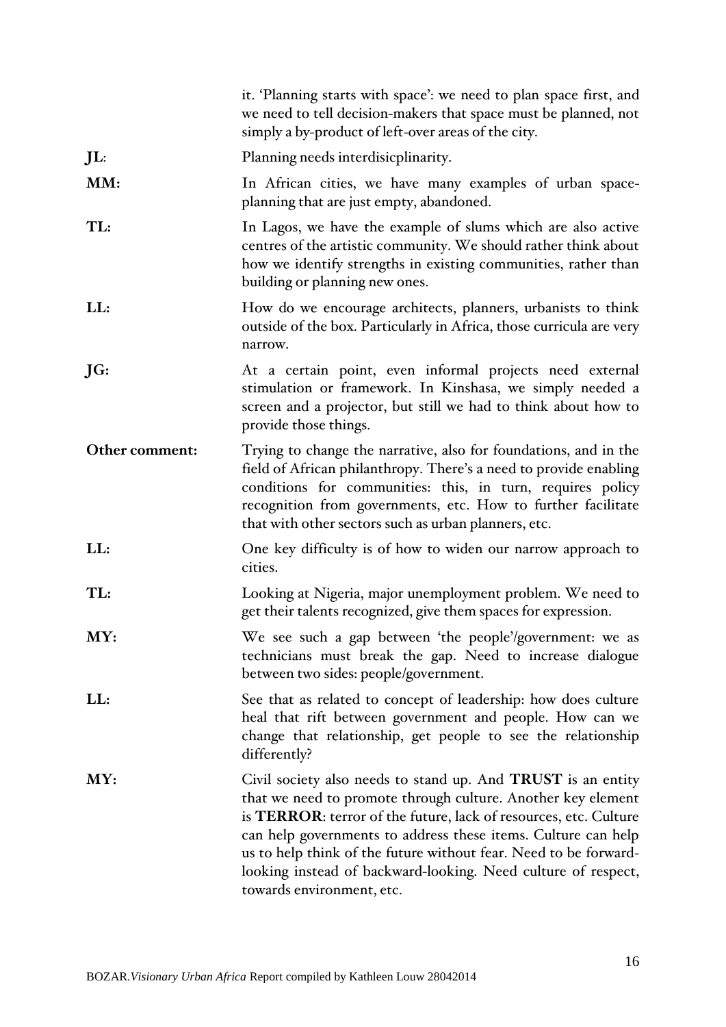it. 'Planning starts with space': we need to plan space first, and we need to tell decision-makers that space must be planned, not simply a by-product of left-over areas of the city.

**JL**: Planning needs interdisicplinarity.

**MM:** In African cities, we have many examples of urban space-planning that are just empty, abandoned.

**TL:** In Lagos, we have the example of slums which are also active centres of the artistic community. We should rather think about how we identify strengths in existing communities, rather than building or planning new ones.

**LL:** How do we encourage architects, planners, urbanists to think outside of the box. Particularly in Africa, those curricula are very narrow.

**JG:** At a certain point, even informal projects need external stimulation or framework. In Kinshasa, we simply needed a screen and a projector, but still we had to think about how to provide those things.

**Other comment:** Trying to change the narrative, also for foundations, and in the field of African philanthropy. There's a need to provide enabling conditions for communities: this, in turn, requires policy recognition from governments, etc. How to further facilitate that with other sectors such as urban planners, etc.

**LL:** One key difficulty is of how to widen our narrow approach to cities.

**TL:** Looking at Nigeria, major unemployment problem. We need to get their talents recognized, give them spaces for expression.

**MY:** We see such a gap between 'the people'/government: we as technicians must break the gap. Need to increase dialogue between two sides: people/government.

**LL:** See that as related to concept of leadership: how does culture heal that rift between government and people. How can we change that relationship, get people to see the relationship differently?

**MY:** Civil society also needs to stand up. And **TRUST** is an entity that we need to promote through culture. Another key element is **TERROR**: terror of the future, lack of resources, etc. Culture can help governments to address these items. Culture can help us to help think of the future without fear. Need to be forward-looking instead of backward-looking. Need culture of respect, towards environment, etc.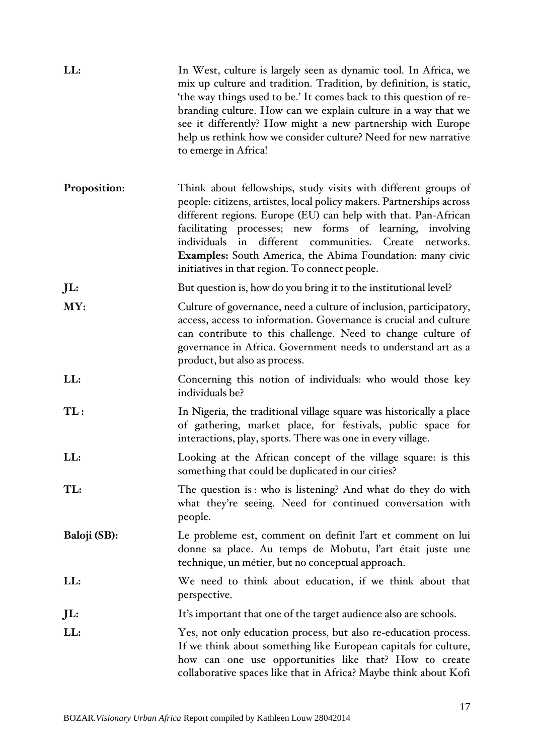**LL:** In West, culture is largely seen as dynamic tool. In Africa, we mix up culture and tradition. Tradition, by definition, is static, 'the way things used to be.' It comes back to this question of re-branding culture. How can we explain culture in a way that we see it differently? How might a new partnership with Europe help us rethink how we consider culture? Need for new narrative to emerge in Africa!

**Proposition:** Think about fellowships, study visits with different groups of people: citizens, artistes, local policy makers. Partnerships across different regions. Europe (EU) can help with that. Pan-African facilitating processes; new forms of learning, involving individuals in different communities. Create networks. **Examples:** South America, the Abima Foundation: many civic initiatives in that region. To connect people.

**JL:** But question is, how do you bring it to the institutional level?

**MY:** Culture of governance, need a culture of inclusion, participatory, access, access to information. Governance is crucial and culture can contribute to this challenge. Need to change culture of governance in Africa. Government needs to understand art as a product, but also as process.

**LL:** Concerning this notion of individuals: who would those key individuals be?

**TL :** In Nigeria, the traditional village square was historically a place of gathering, market place, for festivals, public space for interactions, play, sports. There was one in every village.

**LL:** Looking at the African concept of the village square: is this something that could be duplicated in our cities?

**TL:** The question is : who is listening? And what do they do with what they're seeing. Need for continued conversation with people.

**Baloji (SB):** Le probleme est, comment on definit l'art et comment on lui donne sa place. Au temps de Mobutu, l'art était juste une technique, un métier, but no conceptual approach.

**LL:** We need to think about education, if we think about that perspective.

**JL:** It's important that one of the target audience also are schools.

**LL:** Yes, not only education process, but also re-education process. If we think about something like European capitals for culture, how can one use opportunities like that? How to create collaborative spaces like that in Africa? Maybe think about Kofi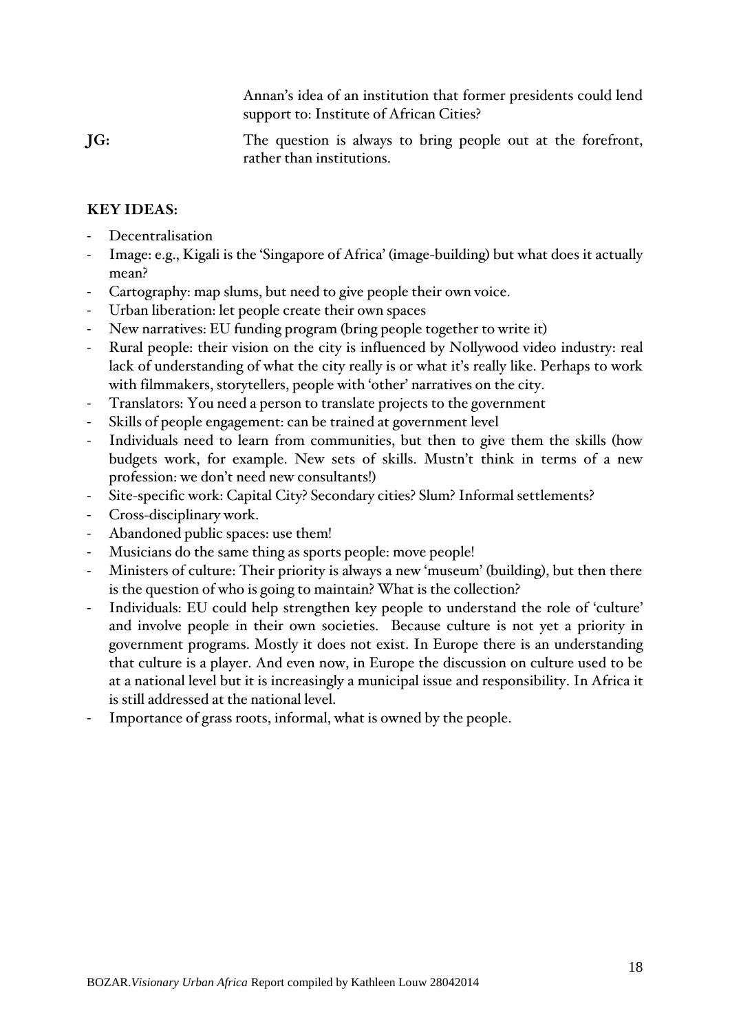Annan's idea of an institution that former presidents could lend support to: Institute of African Cities?

**JG:** The question is always to bring people out at the forefront, rather than institutions.

**KEY IDEAS:**

- Decentralisation
- Image: e.g., Kigali is the 'Singapore of Africa' (image-building) but what does it actually mean?
- Cartography: map slums, but need to give people their own voice.
- Urban liberation: let people create their own spaces
- New narratives: EU funding program (bring people together to write it)
- Rural people: their vision on the city is influenced by Nollywood video industry: real lack of understanding of what the city really is or what it's really like. Perhaps to work with filmmakers, storytellers, people with 'other' narratives on the city.
- Translators: You need a person to translate projects to the government
- Skills of people engagement: can be trained at government level
- Individuals need to learn from communities, but then to give them the skills (how budgets work, for example. New sets of skills. Mustn't think in terms of a new profession: we don't need new consultants!)
- Site-specific work: Capital City? Secondary cities? Slum? Informal settlements?
- Cross-disciplinary work.
- Abandoned public spaces: use them!
- Musicians do the same thing as sports people: move people!
- Ministers of culture: Their priority is always a new 'museum' (building), but then there is the question of who is going to maintain? What is the collection?
- Individuals: EU could help strengthen key people to understand the role of 'culture' and involve people in their own societies. Because culture is not yet a priority in government programs. Mostly it does not exist. In Europe there is an understanding that culture is a player. And even now, in Europe the discussion on culture used to be at a national level but it is increasingly a municipal issue and responsibility. In Africa it is still addressed at the national level.
- Importance of grass roots, informal, what is owned by the people.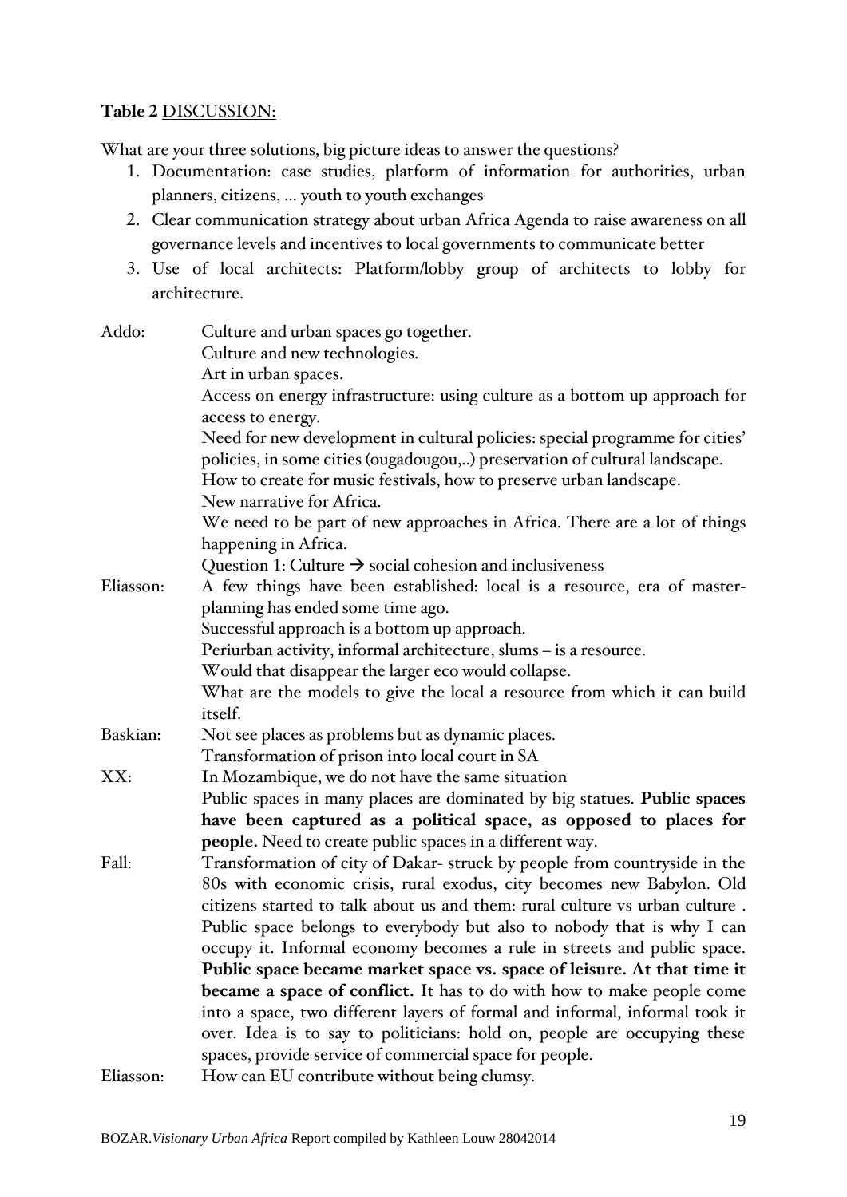**Table 2** <u>DISCUSSION:</u>

What are your three solutions, big picture ideas to answer the questions?

1. Documentation: case studies, platform of information for authorities, urban planners, citizens, … youth to youth exchanges
2. Clear communication strategy about urban Africa Agenda to raise awareness on all governance levels and incentives to local governments to communicate better
3. Use of local architects: Platform/lobby group of architects to lobby for architecture.

Addo: Culture and urban spaces go together.
Culture and new technologies.
Art in urban spaces.
Access on energy infrastructure: using culture as a bottom up approach for access to energy.
Need for new development in cultural policies: special programme for cities' policies, in some cities (ougadougou,..) preservation of cultural landscape.
How to create for music festivals, how to preserve urban landscape.
New narrative for Africa.
We need to be part of new approaches in Africa. There are a lot of things happening in Africa.
Question 1: Culture → social cohesion and inclusiveness

Eliasson: A few things have been established: local is a resource, era of master-planning has ended some time ago.
Successful approach is a bottom up approach.
Periurban activity, informal architecture, slums – is a resource.
Would that disappear the larger eco would collapse.
What are the models to give the local a resource from which it can build itself.

Baskian: Not see places as problems but as dynamic places.
Transformation of prison into local court in SA

XX: In Mozambique, we do not have the same situation
Public spaces in many places are dominated by big statues. **Public spaces have been captured as a political space, as opposed to places for people.** Need to create public spaces in a different way.

Fall: Transformation of city of Dakar- struck by people from countryside in the 80s with economic crisis, rural exodus, city becomes new Babylon. Old citizens started to talk about us and them: rural culture vs urban culture . Public space belongs to everybody but also to nobody that is why I can occupy it. Informal economy becomes a rule in streets and public space. **Public space became market space vs. space of leisure. At that time it became a space of conflict.** It has to do with how to make people come into a space, two different layers of formal and informal, informal took it over. Idea is to say to politicians: hold on, people are occupying these spaces, provide service of commercial space for people.

Eliasson: How can EU contribute without being clumsy.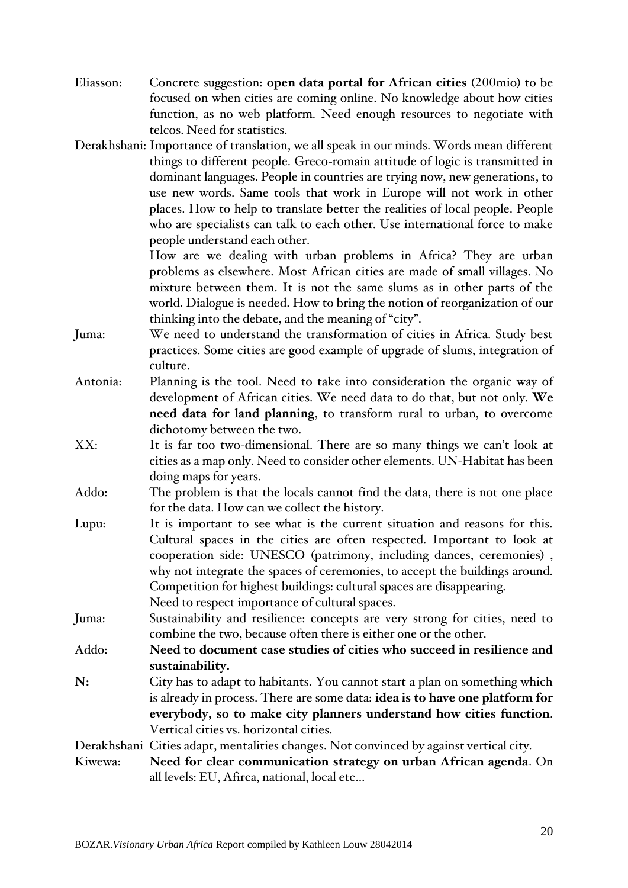Eliasson: Concrete suggestion: **open data portal for African cities** (200mio) to be focused on when cities are coming online. No knowledge about how cities function, as no web platform. Need enough resources to negotiate with telcos. Need for statistics.

Derakhshani: Importance of translation, we all speak in our minds. Words mean different things to different people. Greco-romain attitude of logic is transmitted in dominant languages. People in countries are trying now, new generations, to use new words. Same tools that work in Europe will not work in other places. How to help to translate better the realities of local people. People who are specialists can talk to each other. Use international force to make people understand each other.

How are we dealing with urban problems in Africa? They are urban problems as elsewhere. Most African cities are made of small villages. No mixture between them. It is not the same slums as in other parts of the world. Dialogue is needed. How to bring the notion of reorganization of our thinking into the debate, and the meaning of "city".

Juma: We need to understand the transformation of cities in Africa. Study best practices. Some cities are good example of upgrade of slums, integration of culture.

Antonia: Planning is the tool. Need to take into consideration the organic way of development of African cities. We need data to do that, but not only. **We need data for land planning**, to transform rural to urban, to overcome dichotomy between the two.

XX: It is far too two-dimensional. There are so many things we can't look at cities as a map only. Need to consider other elements. UN-Habitat has been doing maps for years.

Addo: The problem is that the locals cannot find the data, there is not one place for the data. How can we collect the history.

Lupu: It is important to see what is the current situation and reasons for this. Cultural spaces in the cities are often respected. Important to look at cooperation side: UNESCO (patrimony, including dances, ceremonies) , why not integrate the spaces of ceremonies, to accept the buildings around. Competition for highest buildings: cultural spaces are disappearing.
Need to respect importance of cultural spaces.

Juma: Sustainability and resilience: concepts are very strong for cities, need to combine the two, because often there is either one or the other.

Addo: **Need to document case studies of cities who succeed in resilience and sustainability.**

**N:** City has to adapt to habitants. You cannot start a plan on something which is already in process. There are some data: **idea is to have one platform for everybody, so to make city planners understand how cities function**. Vertical cities vs. horizontal cities.

Derakhshani Cities adapt, mentalities changes. Not convinced by against vertical city.

Kiwewa: **Need for clear communication strategy on urban African agenda**. On all levels: EU, Afirca, national, local etc…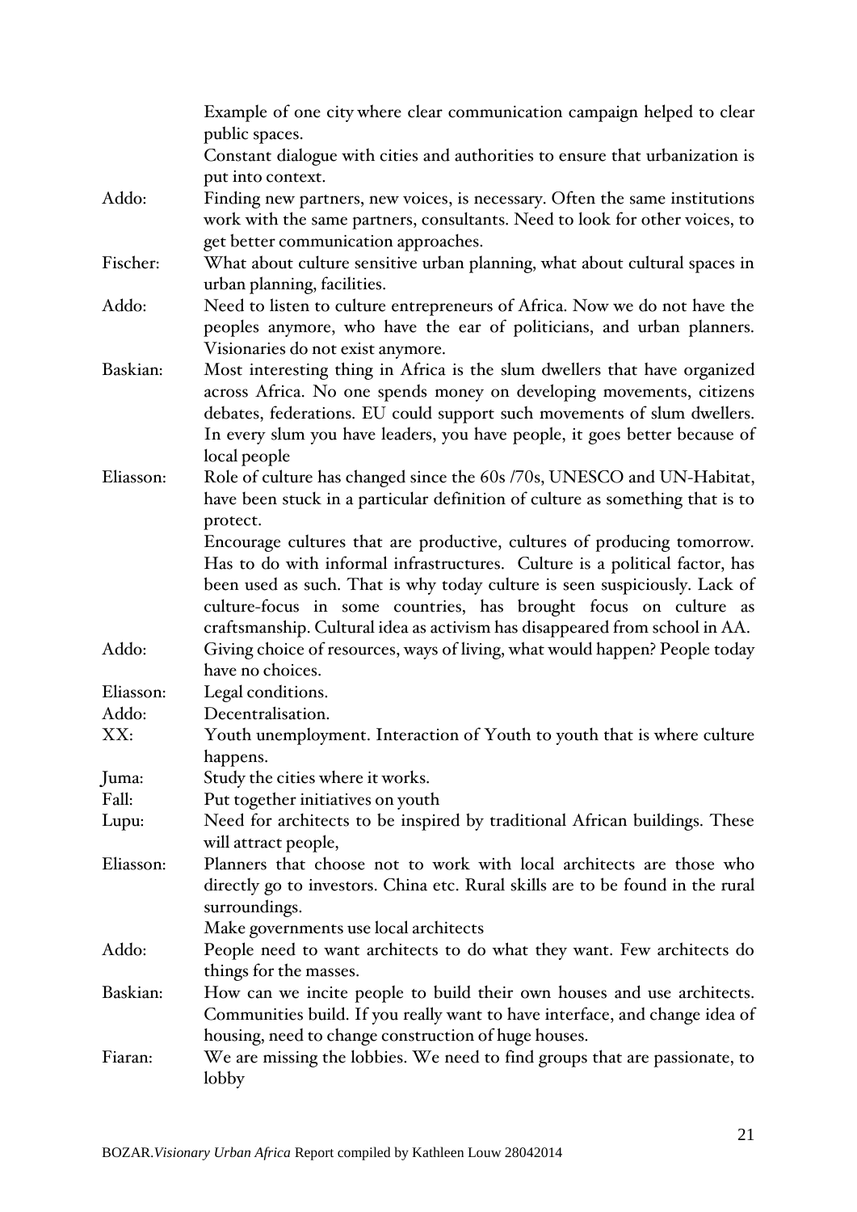Example of one city where clear communication campaign helped to clear public spaces.

Constant dialogue with cities and authorities to ensure that urbanization is put into context.

Addo: Finding new partners, new voices, is necessary. Often the same institutions work with the same partners, consultants. Need to look for other voices, to get better communication approaches.

Fischer: What about culture sensitive urban planning, what about cultural spaces in urban planning, facilities.

Addo: Need to listen to culture entrepreneurs of Africa. Now we do not have the peoples anymore, who have the ear of politicians, and urban planners. Visionaries do not exist anymore.

Baskian: Most interesting thing in Africa is the slum dwellers that have organized across Africa. No one spends money on developing movements, citizens debates, federations. EU could support such movements of slum dwellers. In every slum you have leaders, you have people, it goes better because of local people

Eliasson: Role of culture has changed since the 60s /70s, UNESCO and UN-Habitat, have been stuck in a particular definition of culture as something that is to protect.

Encourage cultures that are productive, cultures of producing tomorrow. Has to do with informal infrastructures. Culture is a political factor, has been used as such. That is why today culture is seen suspiciously. Lack of culture-focus in some countries, has brought focus on culture as craftsmanship. Cultural idea as activism has disappeared from school in AA.

Addo: Giving choice of resources, ways of living, what would happen? People today have no choices.

Eliasson: Legal conditions.

Addo: Decentralisation.

XX: Youth unemployment. Interaction of Youth to youth that is where culture happens.

Juma: Study the cities where it works.

Fall: Put together initiatives on youth

Lupu: Need for architects to be inspired by traditional African buildings. These will attract people,

Eliasson: Planners that choose not to work with local architects are those who directly go to investors. China etc. Rural skills are to be found in the rural surroundings.

Make governments use local architects

Addo: People need to want architects to do what they want. Few architects do things for the masses.

Baskian: How can we incite people to build their own houses and use architects. Communities build. If you really want to have interface, and change idea of housing, need to change construction of huge houses.

Fiaran: We are missing the lobbies. We need to find groups that are passionate, to lobby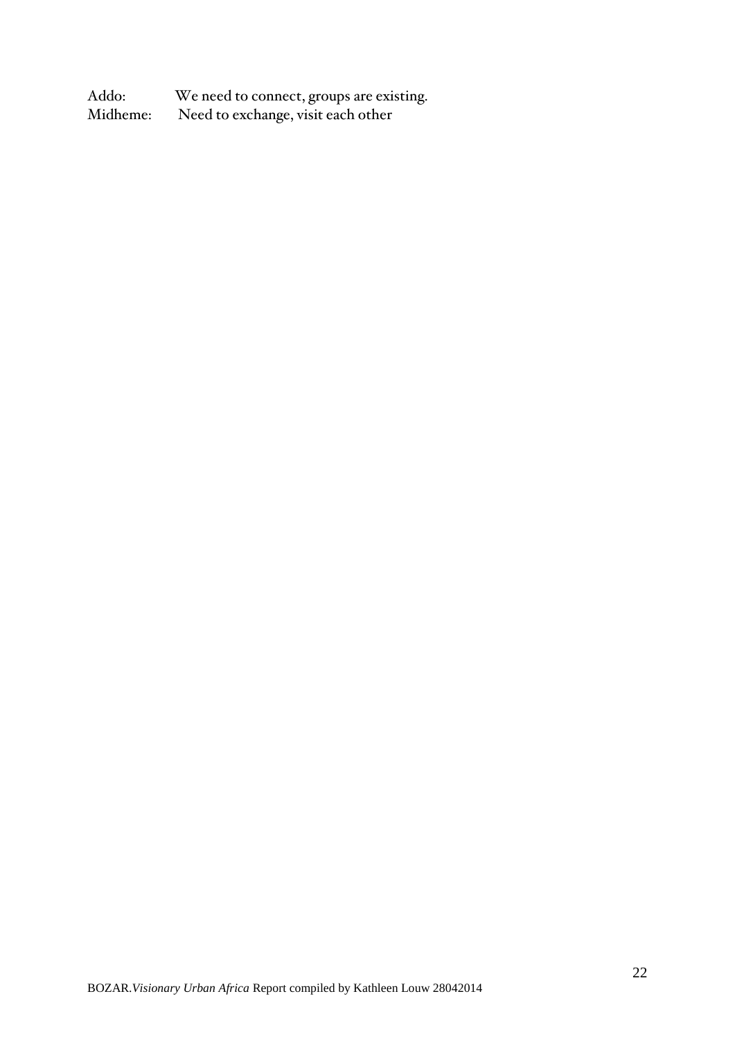Addo: We need to connect, groups are existing.
Midheme: Need to exchange, visit each other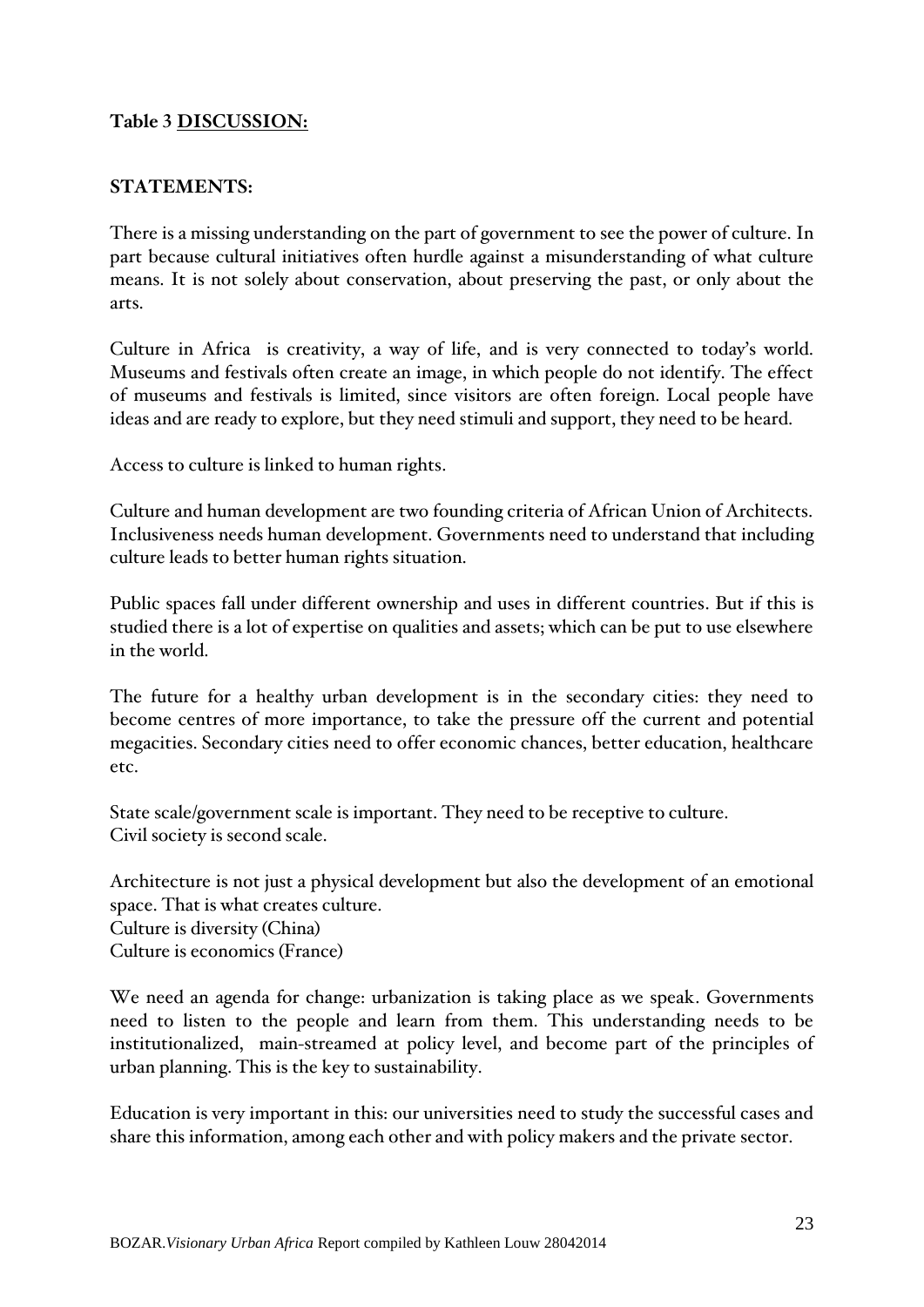**Table 3 <u>DISCUSSION:</u>**

**STATEMENTS:**

There is a missing understanding on the part of government to see the power of culture. In part because cultural initiatives often hurdle against a misunderstanding of what culture means. It is not solely about conservation, about preserving the past, or only about the arts.

Culture in Africa is creativity, a way of life, and is very connected to today's world. Museums and festivals often create an image, in which people do not identify. The effect of museums and festivals is limited, since visitors are often foreign. Local people have ideas and are ready to explore, but they need stimuli and support, they need to be heard.

Access to culture is linked to human rights.

Culture and human development are two founding criteria of African Union of Architects. Inclusiveness needs human development. Governments need to understand that including culture leads to better human rights situation.

Public spaces fall under different ownership and uses in different countries. But if this is studied there is a lot of expertise on qualities and assets; which can be put to use elsewhere in the world.

The future for a healthy urban development is in the secondary cities: they need to become centres of more importance, to take the pressure off the current and potential megacities. Secondary cities need to offer economic chances, better education, healthcare etc.

State scale/government scale is important. They need to be receptive to culture.
Civil society is second scale.

Architecture is not just a physical development but also the development of an emotional space. That is what creates culture.
Culture is diversity (China)
Culture is economics (France)

We need an agenda for change: urbanization is taking place as we speak. Governments need to listen to the people and learn from them. This understanding needs to be institutionalized, main-streamed at policy level, and become part of the principles of urban planning. This is the key to sustainability.

Education is very important in this: our universities need to study the successful cases and share this information, among each other and with policy makers and the private sector.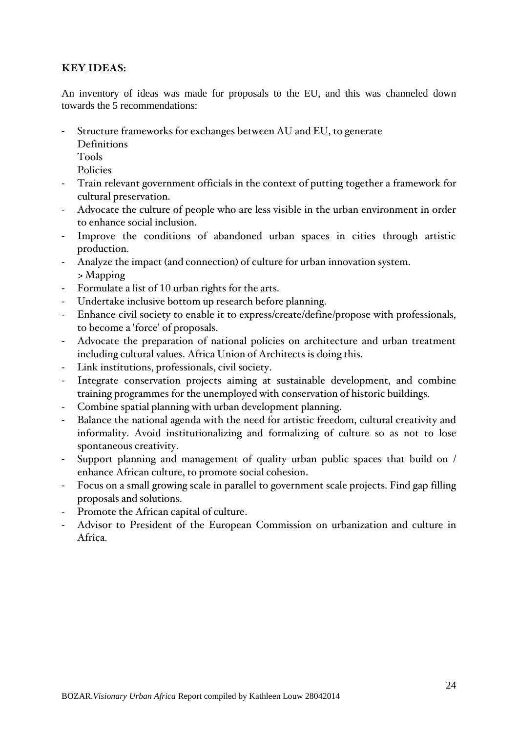**KEY IDEAS:**

An inventory of ideas was made for proposals to the EU, and this was channeled down towards the 5 recommendations:

- Structure frameworks for exchanges between AU and EU, to generate
  Definitions
  Tools
  Policies
- Train relevant government officials in the context of putting together a framework for cultural preservation.
- Advocate the culture of people who are less visible in the urban environment in order to enhance social inclusion.
- Improve the conditions of abandoned urban spaces in cities through artistic production.
- Analyze the impact (and connection) of culture for urban innovation system.
  > Mapping
- Formulate a list of 10 urban rights for the arts.
- Undertake inclusive bottom up research before planning.
- Enhance civil society to enable it to express/create/define/propose with professionals, to become a 'force' of proposals.
- Advocate the preparation of national policies on architecture and urban treatment including cultural values. Africa Union of Architects is doing this.
- Link institutions, professionals, civil society.
- Integrate conservation projects aiming at sustainable development, and combine training programmes for the unemployed with conservation of historic buildings.
- Combine spatial planning with urban development planning.
- Balance the national agenda with the need for artistic freedom, cultural creativity and informality. Avoid institutionalizing and formalizing of culture so as not to lose spontaneous creativity.
- Support planning and management of quality urban public spaces that build on / enhance African culture, to promote social cohesion.
- Focus on a small growing scale in parallel to government scale projects. Find gap filling proposals and solutions.
- Promote the African capital of culture.
- Advisor to President of the European Commission on urbanization and culture in Africa.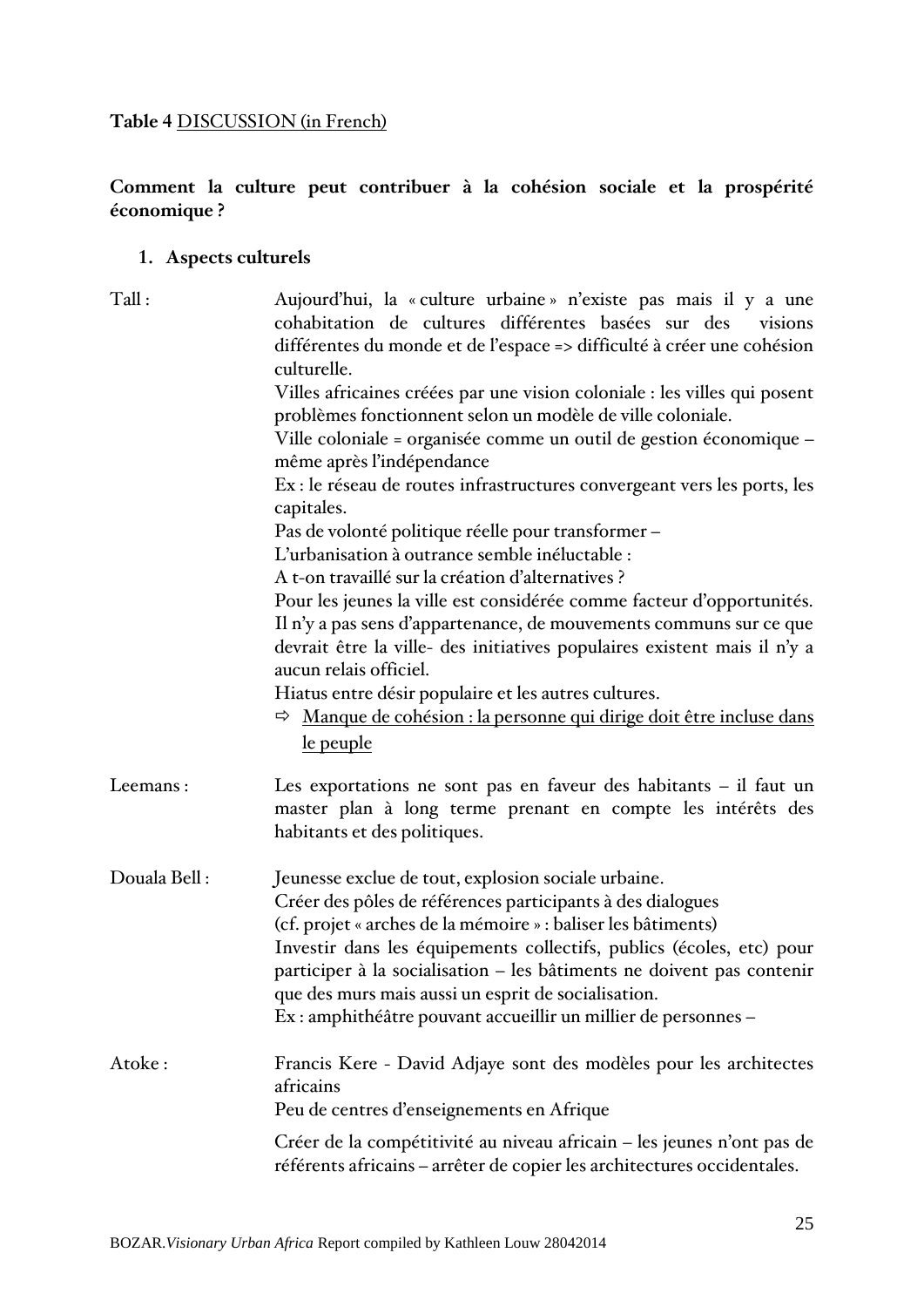**Table 4** DISCUSSION (in French)

**Comment la culture peut contribuer à la cohésion sociale et la prospérité économique ?**

1. **Aspects culturels**

Tall : Aujourd'hui, la « culture urbaine » n'existe pas mais il y a une cohabitation de cultures différentes basées sur des visions différentes du monde et de l'espace => difficulté à créer une cohésion culturelle.
Villes africaines créées par une vision coloniale : les villes qui posent problèmes fonctionnent selon un modèle de ville coloniale.
Ville coloniale = organisée comme un outil de gestion économique – même après l'indépendance
Ex : le réseau de routes infrastructures convergeant vers les ports, les capitales.
Pas de volonté politique réelle pour transformer –
L'urbanisation à outrance semble inéluctable :
A t-on travaillé sur la création d'alternatives ?
Pour les jeunes la ville est considérée comme facteur d'opportunités.
Il n'y a pas sens d'appartenance, de mouvements communs sur ce que devrait être la ville- des initiatives populaires existent mais il n'y a aucun relais officiel.
Hiatus entre désir populaire et les autres cultures.

⇨ <u>Manque de cohésion : la personne qui dirige doit être incluse dans le peuple</u>

Leemans : Les exportations ne sont pas en faveur des habitants – il faut un master plan à long terme prenant en compte les intérêts des habitants et des politiques.

Douala Bell : Jeunesse exclue de tout, explosion sociale urbaine.
Créer des pôles de références participants à des dialogues
(cf. projet « arches de la mémoire » : baliser les bâtiments)
Investir dans les équipements collectifs, publics (écoles, etc) pour participer à la socialisation – les bâtiments ne doivent pas contenir que des murs mais aussi un esprit de socialisation.
Ex : amphithéâtre pouvant accueillir un millier de personnes –

Atoke : Francis Kere - David Adjaye sont des modèles pour les architectes africains
Peu de centres d'enseignements en Afrique

Créer de la compétitivité au niveau africain – les jeunes n'ont pas de référents africains – arrêter de copier les architectures occidentales.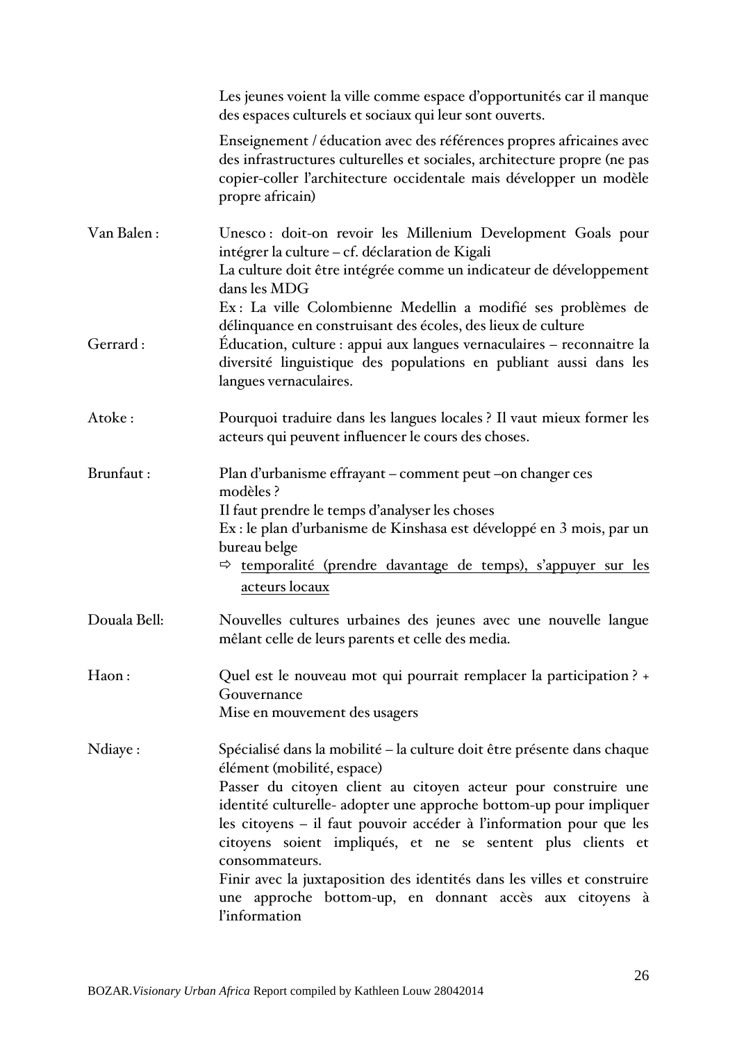Les jeunes voient la ville comme espace d'opportunités car il manque des espaces culturels et sociaux qui leur sont ouverts.

Enseignement / éducation avec des références propres africaines avec des infrastructures culturelles et sociales, architecture propre (ne pas copier-coller l'architecture occidentale mais développer un modèle propre africain)

**Van Balen :** Unesco : doit-on revoir les Millenium Development Goals pour intégrer la culture – cf. déclaration de Kigali
La culture doit être intégrée comme un indicateur de développement dans les MDG
Ex : La ville Colombienne Medellin a modifié ses problèmes de délinquance en construisant des écoles, des lieux de culture

**Gerrard :** Éducation, culture : appui aux langues vernaculaires – reconnaitre la diversité linguistique des populations en publiant aussi dans les langues vernaculaires.

**Atoke :** Pourquoi traduire dans les langues locales ? Il vaut mieux former les acteurs qui peuvent influencer le cours des choses.

**Brunfaut :** Plan d'urbanisme effrayant – comment peut –on changer ces modèles ?
Il faut prendre le temps d'analyser les choses
Ex : le plan d'urbanisme de Kinshasa est développé en 3 mois, par un bureau belge

- ⇨ temporalité (prendre davantage de temps), s'appuyer sur les acteurs locaux

**Douala Bell:** Nouvelles cultures urbaines des jeunes avec une nouvelle langue mêlant celle de leurs parents et celle des media.

**Haon :** Quel est le nouveau mot qui pourrait remplacer la participation ? + Gouvernance
Mise en mouvement des usagers

**Ndiaye :** Spécialisé dans la mobilité – la culture doit être présente dans chaque élément (mobilité, espace)
Passer du citoyen client au citoyen acteur pour construire une identité culturelle- adopter une approche bottom-up pour impliquer les citoyens – il faut pouvoir accéder à l'information pour que les citoyens soient impliqués, et ne se sentent plus clients et consommateurs.
Finir avec la juxtaposition des identités dans les villes et construire une approche bottom-up, en donnant accès aux citoyens à l'information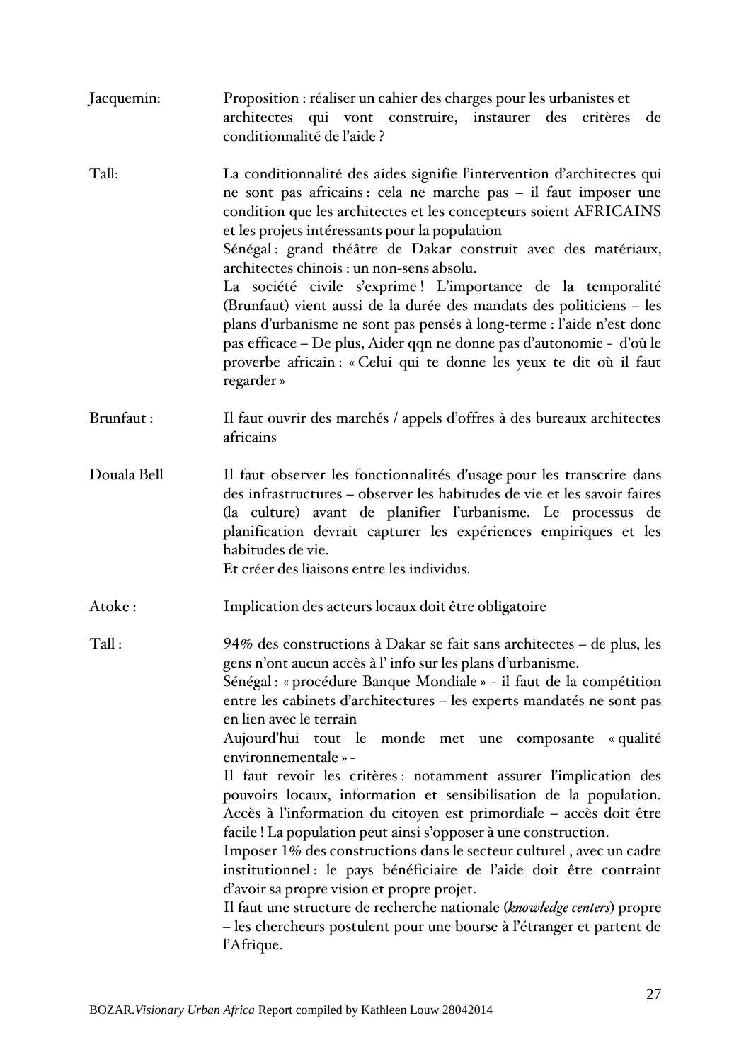Jacquemin: Proposition : réaliser un cahier des charges pour les urbanistes et architectes qui vont construire, instaurer des critères de conditionnalité de l'aide ?

Tall: La conditionnalité des aides signifie l'intervention d'architectes qui ne sont pas africains : cela ne marche pas – il faut imposer une condition que les architectes et les concepteurs soient AFRICAINS et les projets intéressants pour la population
Sénégal : grand théâtre de Dakar construit avec des matériaux, architectes chinois : un non-sens absolu.
La société civile s'exprime ! L'importance de la temporalité (Brunfaut) vient aussi de la durée des mandats des politiciens – les plans d'urbanisme ne sont pas pensés à long-terme : l'aide n'est donc pas efficace – De plus, Aider qqn ne donne pas d'autonomie - d'où le proverbe africain : « Celui qui te donne les yeux te dit où il faut regarder »

Brunfaut : Il faut ouvrir des marchés / appels d'offres à des bureaux architectes africains

Douala Bell Il faut observer les fonctionnalités d'usage pour les transcrire dans des infrastructures – observer les habitudes de vie et les savoir faires (la culture) avant de planifier l'urbanisme. Le processus de planification devrait capturer les expériences empiriques et les habitudes de vie.
Et créer des liaisons entre les individus.

Atoke : Implication des acteurs locaux doit être obligatoire

Tall : 94% des constructions à Dakar se fait sans architectes – de plus, les gens n'ont aucun accès à l' info sur les plans d'urbanisme.
Sénégal : « procédure Banque Mondiale » - il faut de la compétition entre les cabinets d'architectures – les experts mandatés ne sont pas en lien avec le terrain
Aujourd'hui tout le monde met une composante « qualité environnementale » -
Il faut revoir les critères : notamment assurer l'implication des pouvoirs locaux, information et sensibilisation de la population. Accès à l'information du citoyen est primordiale – accès doit être facile ! La population peut ainsi s'opposer à une construction.
Imposer 1% des constructions dans le secteur culturel , avec un cadre institutionnel : le pays bénéficiaire de l'aide doit être contraint d'avoir sa propre vision et propre projet.
Il faut une structure de recherche nationale (*knowledge centers*) propre – les chercheurs postulent pour une bourse à l'étranger et partent de l'Afrique.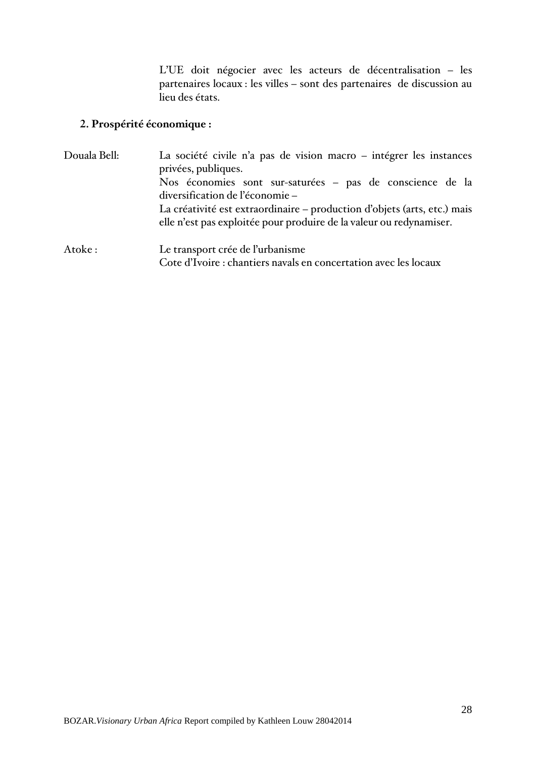L'UE doit négocier avec les acteurs de décentralisation – les partenaires locaux : les villes – sont des partenaires de discussion au lieu des états.

**2. Prospérité économique :**

Douala Bell: La société civile n'a pas de vision macro – intégrer les instances privées, publiques.
Nos économies sont sur-saturées – pas de conscience de la diversification de l'économie –
La créativité est extraordinaire – production d'objets (arts, etc.) mais elle n'est pas exploitée pour produire de la valeur ou redynamiser.

Atoke : Le transport crée de l'urbanisme
Cote d'Ivoire : chantiers navals en concertation avec les locaux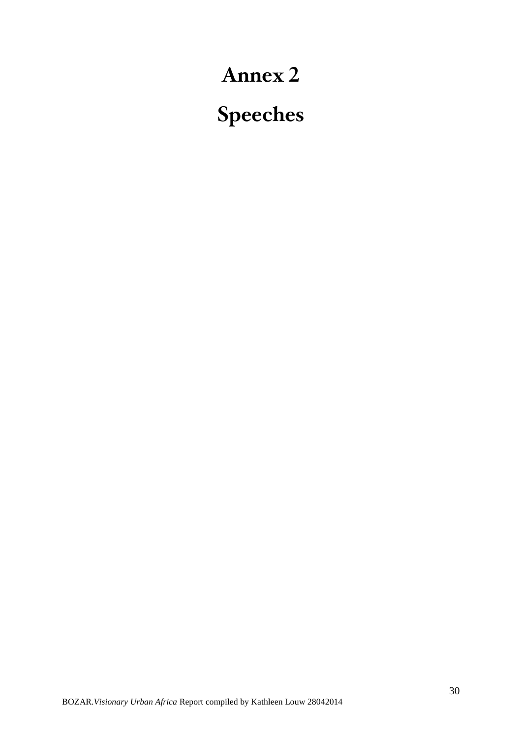# Annex 2

# Speeches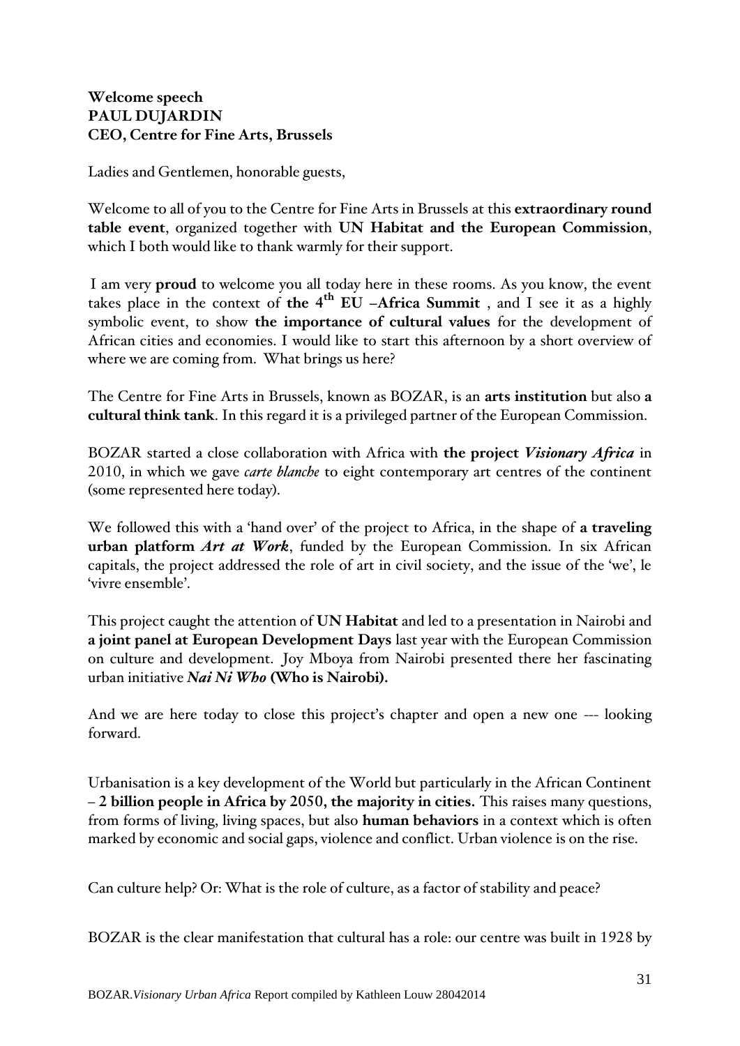**Welcome speech**
**PAUL DUJARDIN**
**CEO, Centre for Fine Arts, Brussels**

Ladies and Gentlemen, honorable guests,

Welcome to all of you to the Centre for Fine Arts in Brussels at this **extraordinary round table event**, organized together with **UN Habitat and the European Commission**, which I both would like to thank warmly for their support.

I am very **proud** to welcome you all today here in these rooms. As you know, the event takes place in the context of **the 4th EU –Africa Summit** , and I see it as a highly symbolic event, to show **the importance of cultural values** for the development of African cities and economies. I would like to start this afternoon by a short overview of where we are coming from. What brings us here?

The Centre for Fine Arts in Brussels, known as BOZAR, is an **arts institution** but also **a cultural think tank**. In this regard it is a privileged partner of the European Commission.

BOZAR started a close collaboration with Africa with **the project *Visionary Africa*** in 2010, in which we gave *carte blanche* to eight contemporary art centres of the continent (some represented here today).

We followed this with a 'hand over' of the project to Africa, in the shape of **a traveling urban platform *Art at Work***, funded by the European Commission. In six African capitals, the project addressed the role of art in civil society, and the issue of the 'we', le 'vivre ensemble'.

This project caught the attention of **UN Habitat** and led to a presentation in Nairobi and **a joint panel at European Development Days** last year with the European Commission on culture and development. Joy Mboya from Nairobi presented there her fascinating urban initiative ***Nai Ni Who* (Who is Nairobi).**

And we are here today to close this project's chapter and open a new one --- looking forward.

Urbanisation is a key development of the World but particularly in the African Continent – **2 billion people in Africa by 2050, the majority in cities.** This raises many questions, from forms of living, living spaces, but also **human behaviors** in a context which is often marked by economic and social gaps, violence and conflict. Urban violence is on the rise.

Can culture help? Or: What is the role of culture, as a factor of stability and peace?

BOZAR is the clear manifestation that cultural has a role: our centre was built in 1928 by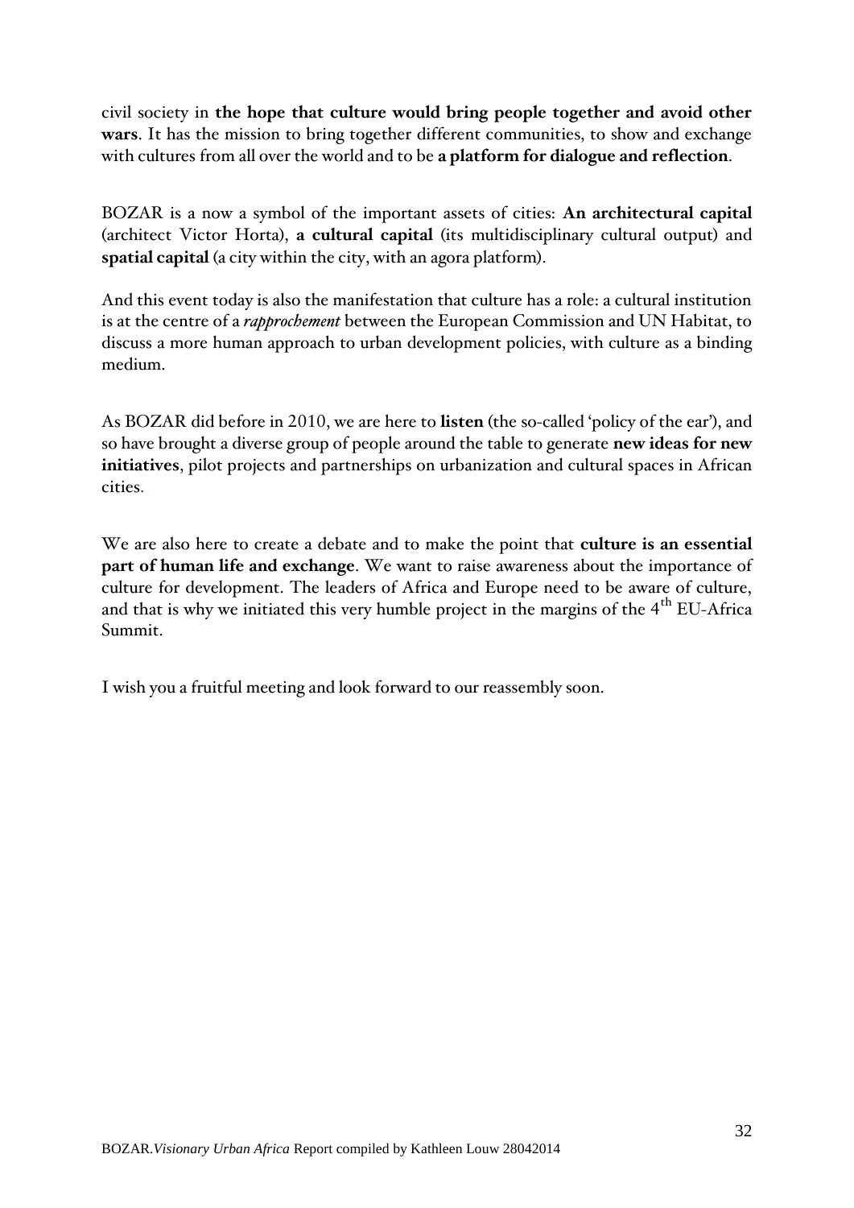civil society in **the hope that culture would bring people together and avoid other wars**. It has the mission to bring together different communities, to show and exchange with cultures from all over the world and to be **a platform for dialogue and reflection**.

BOZAR is a now a symbol of the important assets of cities: **An architectural capital** (architect Victor Horta), **a cultural capital** (its multidisciplinary cultural output) and **spatial capital** (a city within the city, with an agora platform).

And this event today is also the manifestation that culture has a role: a cultural institution is at the centre of a *rapprochement* between the European Commission and UN Habitat, to discuss a more human approach to urban development policies, with culture as a binding medium.

As BOZAR did before in 2010, we are here to **listen** (the so-called 'policy of the ear'), and so have brought a diverse group of people around the table to generate **new ideas for new initiatives**, pilot projects and partnerships on urbanization and cultural spaces in African cities.

We are also here to create a debate and to make the point that **culture is an essential part of human life and exchange**. We want to raise awareness about the importance of culture for development. The leaders of Africa and Europe need to be aware of culture, and that is why we initiated this very humble project in the margins of the 4th EU-Africa Summit.

I wish you a fruitful meeting and look forward to our reassembly soon.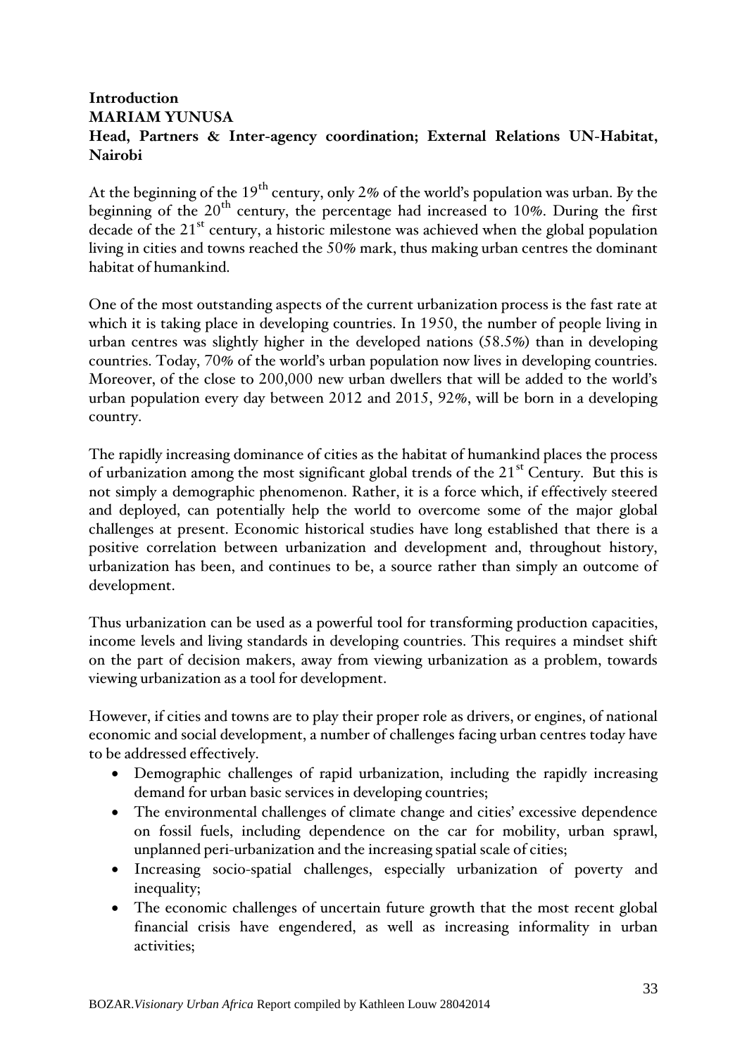**Introduction**
**MARIAM YUNUSA**
**Head, Partners & Inter-agency coordination; External Relations UN-Habitat, Nairobi**

At the beginning of the 19th century, only 2% of the world's population was urban. By the beginning of the 20th century, the percentage had increased to 10%. During the first decade of the 21st century, a historic milestone was achieved when the global population living in cities and towns reached the 50% mark, thus making urban centres the dominant habitat of humankind.

One of the most outstanding aspects of the current urbanization process is the fast rate at which it is taking place in developing countries. In 1950, the number of people living in urban centres was slightly higher in the developed nations (58.5%) than in developing countries. Today, 70% of the world's urban population now lives in developing countries. Moreover, of the close to 200,000 new urban dwellers that will be added to the world's urban population every day between 2012 and 2015, 92%, will be born in a developing country.

The rapidly increasing dominance of cities as the habitat of humankind places the process of urbanization among the most significant global trends of the 21st Century. But this is not simply a demographic phenomenon. Rather, it is a force which, if effectively steered and deployed, can potentially help the world to overcome some of the major global challenges at present. Economic historical studies have long established that there is a positive correlation between urbanization and development and, throughout history, urbanization has been, and continues to be, a source rather than simply an outcome of development.

Thus urbanization can be used as a powerful tool for transforming production capacities, income levels and living standards in developing countries. This requires a mindset shift on the part of decision makers, away from viewing urbanization as a problem, towards viewing urbanization as a tool for development.

However, if cities and towns are to play their proper role as drivers, or engines, of national economic and social development, a number of challenges facing urban centres today have to be addressed effectively.

- Demographic challenges of rapid urbanization, including the rapidly increasing demand for urban basic services in developing countries;
- The environmental challenges of climate change and cities' excessive dependence on fossil fuels, including dependence on the car for mobility, urban sprawl, unplanned peri-urbanization and the increasing spatial scale of cities;
- Increasing socio-spatial challenges, especially urbanization of poverty and inequality;
- The economic challenges of uncertain future growth that the most recent global financial crisis have engendered, as well as increasing informality in urban activities;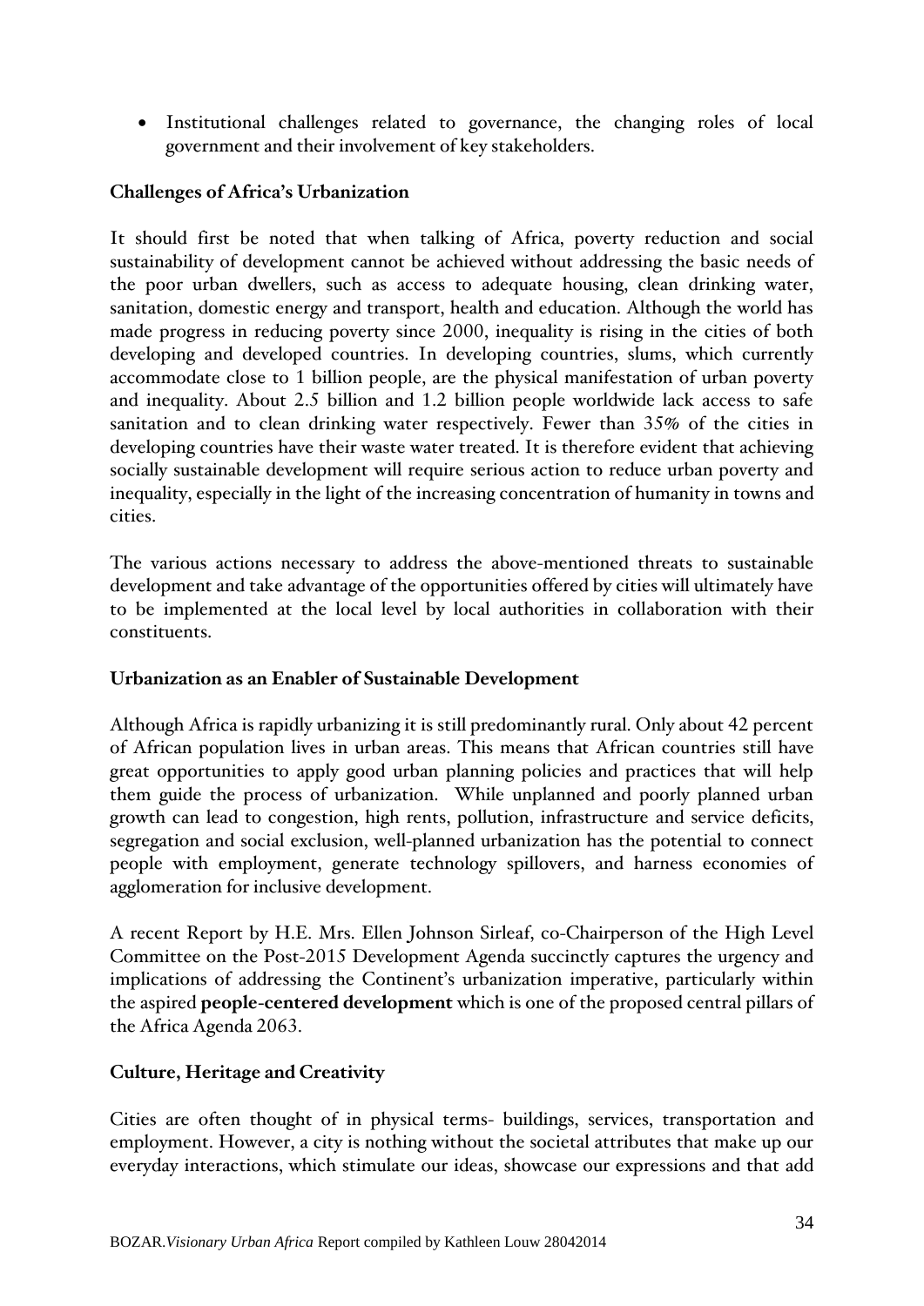- Institutional challenges related to governance, the changing roles of local government and their involvement of key stakeholders.

**Challenges of Africa's Urbanization**

It should first be noted that when talking of Africa, poverty reduction and social sustainability of development cannot be achieved without addressing the basic needs of the poor urban dwellers, such as access to adequate housing, clean drinking water, sanitation, domestic energy and transport, health and education. Although the world has made progress in reducing poverty since 2000, inequality is rising in the cities of both developing and developed countries. In developing countries, slums, which currently accommodate close to 1 billion people, are the physical manifestation of urban poverty and inequality. About 2.5 billion and 1.2 billion people worldwide lack access to safe sanitation and to clean drinking water respectively. Fewer than 35% of the cities in developing countries have their waste water treated. It is therefore evident that achieving socially sustainable development will require serious action to reduce urban poverty and inequality, especially in the light of the increasing concentration of humanity in towns and cities.

The various actions necessary to address the above-mentioned threats to sustainable development and take advantage of the opportunities offered by cities will ultimately have to be implemented at the local level by local authorities in collaboration with their constituents.

**Urbanization as an Enabler of Sustainable Development**

Although Africa is rapidly urbanizing it is still predominantly rural. Only about 42 percent of African population lives in urban areas. This means that African countries still have great opportunities to apply good urban planning policies and practices that will help them guide the process of urbanization. While unplanned and poorly planned urban growth can lead to congestion, high rents, pollution, infrastructure and service deficits, segregation and social exclusion, well-planned urbanization has the potential to connect people with employment, generate technology spillovers, and harness economies of agglomeration for inclusive development.

A recent Report by H.E. Mrs. Ellen Johnson Sirleaf, co-Chairperson of the High Level Committee on the Post-2015 Development Agenda succinctly captures the urgency and implications of addressing the Continent's urbanization imperative, particularly within the aspired **people-centered development** which is one of the proposed central pillars of the Africa Agenda 2063.

**Culture, Heritage and Creativity**

Cities are often thought of in physical terms- buildings, services, transportation and employment. However, a city is nothing without the societal attributes that make up our everyday interactions, which stimulate our ideas, showcase our expressions and that add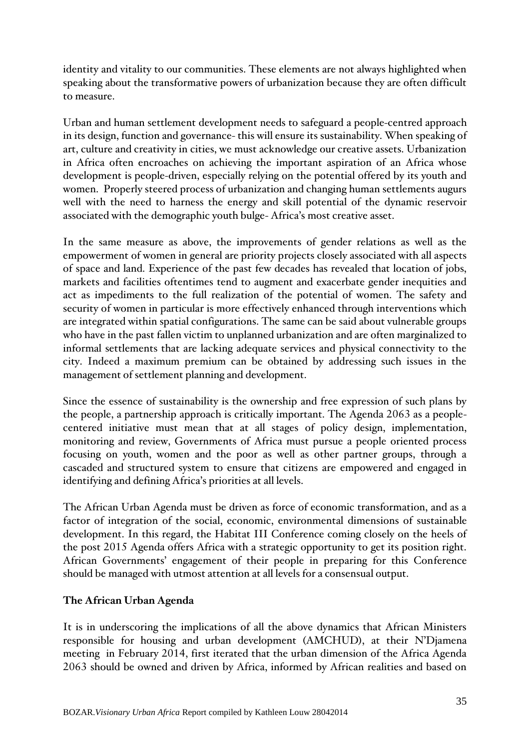identity and vitality to our communities. These elements are not always highlighted when speaking about the transformative powers of urbanization because they are often difficult to measure.

Urban and human settlement development needs to safeguard a people-centred approach in its design, function and governance- this will ensure its sustainability. When speaking of art, culture and creativity in cities, we must acknowledge our creative assets. Urbanization in Africa often encroaches on achieving the important aspiration of an Africa whose development is people-driven, especially relying on the potential offered by its youth and women. Properly steered process of urbanization and changing human settlements augurs well with the need to harness the energy and skill potential of the dynamic reservoir associated with the demographic youth bulge- Africa's most creative asset.

In the same measure as above, the improvements of gender relations as well as the empowerment of women in general are priority projects closely associated with all aspects of space and land. Experience of the past few decades has revealed that location of jobs, markets and facilities oftentimes tend to augment and exacerbate gender inequities and act as impediments to the full realization of the potential of women. The safety and security of women in particular is more effectively enhanced through interventions which are integrated within spatial configurations. The same can be said about vulnerable groups who have in the past fallen victim to unplanned urbanization and are often marginalized to informal settlements that are lacking adequate services and physical connectivity to the city. Indeed a maximum premium can be obtained by addressing such issues in the management of settlement planning and development.

Since the essence of sustainability is the ownership and free expression of such plans by the people, a partnership approach is critically important. The Agenda 2063 as a people-centered initiative must mean that at all stages of policy design, implementation, monitoring and review, Governments of Africa must pursue a people oriented process focusing on youth, women and the poor as well as other partner groups, through a cascaded and structured system to ensure that citizens are empowered and engaged in identifying and defining Africa's priorities at all levels.

The African Urban Agenda must be driven as force of economic transformation, and as a factor of integration of the social, economic, environmental dimensions of sustainable development. In this regard, the Habitat III Conference coming closely on the heels of the post 2015 Agenda offers Africa with a strategic opportunity to get its position right. African Governments' engagement of their people in preparing for this Conference should be managed with utmost attention at all levels for a consensual output.

**The African Urban Agenda**

It is in underscoring the implications of all the above dynamics that African Ministers responsible for housing and urban development (AMCHUD), at their N'Djamena meeting in February 2014, first iterated that the urban dimension of the Africa Agenda 2063 should be owned and driven by Africa, informed by African realities and based on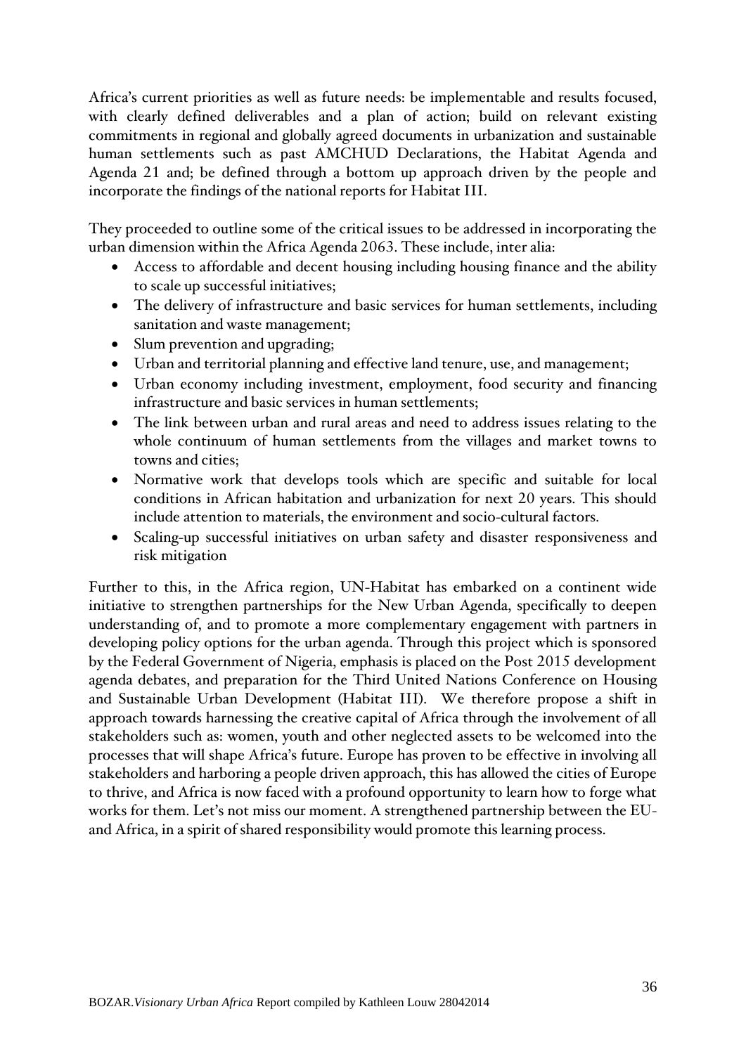Africa's current priorities as well as future needs: be implementable and results focused, with clearly defined deliverables and a plan of action; build on relevant existing commitments in regional and globally agreed documents in urbanization and sustainable human settlements such as past AMCHUD Declarations, the Habitat Agenda and Agenda 21 and; be defined through a bottom up approach driven by the people and incorporate the findings of the national reports for Habitat III.

They proceeded to outline some of the critical issues to be addressed in incorporating the urban dimension within the Africa Agenda 2063. These include, inter alia:

- Access to affordable and decent housing including housing finance and the ability to scale up successful initiatives;
- The delivery of infrastructure and basic services for human settlements, including sanitation and waste management;
- Slum prevention and upgrading;
- Urban and territorial planning and effective land tenure, use, and management;
- Urban economy including investment, employment, food security and financing infrastructure and basic services in human settlements;
- The link between urban and rural areas and need to address issues relating to the whole continuum of human settlements from the villages and market towns to towns and cities;
- Normative work that develops tools which are specific and suitable for local conditions in African habitation and urbanization for next 20 years. This should include attention to materials, the environment and socio-cultural factors.
- Scaling-up successful initiatives on urban safety and disaster responsiveness and risk mitigation

Further to this, in the Africa region, UN-Habitat has embarked on a continent wide initiative to strengthen partnerships for the New Urban Agenda, specifically to deepen understanding of, and to promote a more complementary engagement with partners in developing policy options for the urban agenda. Through this project which is sponsored by the Federal Government of Nigeria, emphasis is placed on the Post 2015 development agenda debates, and preparation for the Third United Nations Conference on Housing and Sustainable Urban Development (Habitat III). We therefore propose a shift in approach towards harnessing the creative capital of Africa through the involvement of all stakeholders such as: women, youth and other neglected assets to be welcomed into the processes that will shape Africa's future. Europe has proven to be effective in involving all stakeholders and harboring a people driven approach, this has allowed the cities of Europe to thrive, and Africa is now faced with a profound opportunity to learn how to forge what works for them. Let's not miss our moment. A strengthened partnership between the EU-and Africa, in a spirit of shared responsibility would promote this learning process.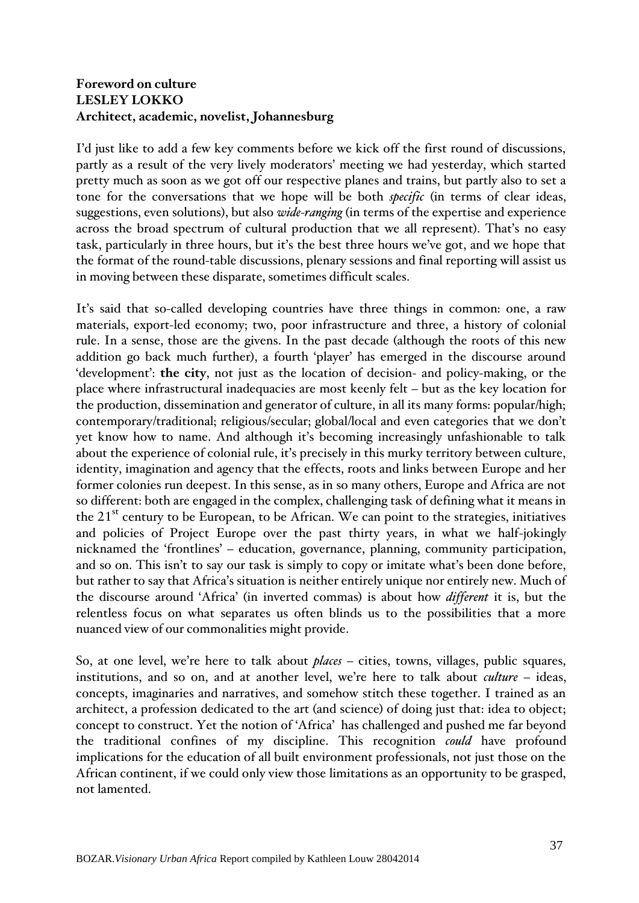**Foreword on culture**
**LESLEY LOKKO**
**Architect, academic, novelist, Johannesburg**

I'd just like to add a few key comments before we kick off the first round of discussions, partly as a result of the very lively moderators' meeting we had yesterday, which started pretty much as soon as we got off our respective planes and trains, but partly also to set a tone for the conversations that we hope will be both *specific* (in terms of clear ideas, suggestions, even solutions), but also *wide-ranging* (in terms of the expertise and experience across the broad spectrum of cultural production that we all represent). That's no easy task, particularly in three hours, but it's the best three hours we've got, and we hope that the format of the round-table discussions, plenary sessions and final reporting will assist us in moving between these disparate, sometimes difficult scales.

It's said that so-called developing countries have three things in common: one, a raw materials, export-led economy; two, poor infrastructure and three, a history of colonial rule. In a sense, those are the givens. In the past decade (although the roots of this new addition go back much further), a fourth 'player' has emerged in the discourse around 'development': **the city**, not just as the location of decision- and policy-making, or the place where infrastructural inadequacies are most keenly felt – but as the key location for the production, dissemination and generator of culture, in all its many forms: popular/high; contemporary/traditional; religious/secular; global/local and even categories that we don't yet know how to name. And although it's becoming increasingly unfashionable to talk about the experience of colonial rule, it's precisely in this murky territory between culture, identity, imagination and agency that the effects, roots and links between Europe and her former colonies run deepest. In this sense, as in so many others, Europe and Africa are not so different: both are engaged in the complex, challenging task of defining what it means in the 21st century to be European, to be African. We can point to the strategies, initiatives and policies of Project Europe over the past thirty years, in what we half-jokingly nicknamed the 'frontlines' – education, governance, planning, community participation, and so on. This isn't to say our task is simply to copy or imitate what's been done before, but rather to say that Africa's situation is neither entirely unique nor entirely new. Much of the discourse around 'Africa' (in inverted commas) is about how *different* it is, but the relentless focus on what separates us often blinds us to the possibilities that a more nuanced view of our commonalities might provide.

So, at one level, we're here to talk about *places* – cities, towns, villages, public squares, institutions, and so on, and at another level, we're here to talk about *culture* – ideas, concepts, imaginaries and narratives, and somehow stitch these together. I trained as an architect, a profession dedicated to the art (and science) of doing just that: idea to object; concept to construct. Yet the notion of 'Africa' has challenged and pushed me far beyond the traditional confines of my discipline. This recognition *could* have profound implications for the education of all built environment professionals, not just those on the African continent, if we could only view those limitations as an opportunity to be grasped, not lamented.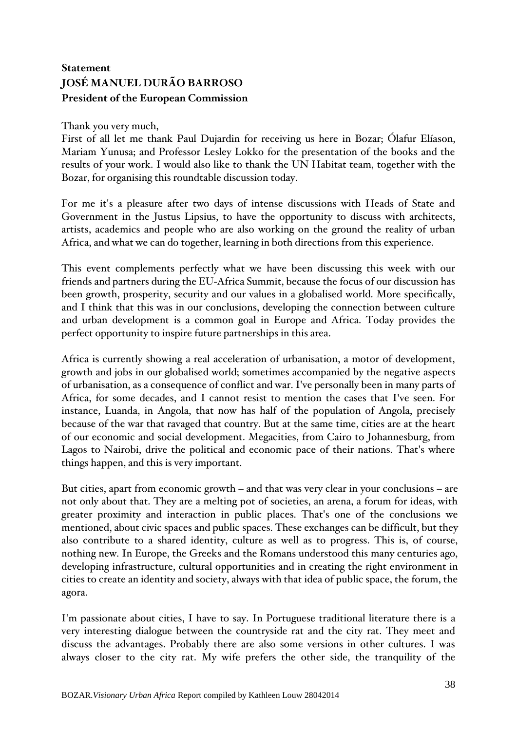**Statement**
**JOSÉ MANUEL DURÃO BARROSO**
**President of the European Commission**

Thank you very much,
First of all let me thank Paul Dujardin for receiving us here in Bozar; Ólafur Elíason, Mariam Yunusa; and Professor Lesley Lokko for the presentation of the books and the results of your work. I would also like to thank the UN Habitat team, together with the Bozar, for organising this roundtable discussion today.

For me it's a pleasure after two days of intense discussions with Heads of State and Government in the Justus Lipsius, to have the opportunity to discuss with architects, artists, academics and people who are also working on the ground the reality of urban Africa, and what we can do together, learning in both directions from this experience.

This event complements perfectly what we have been discussing this week with our friends and partners during the EU-Africa Summit, because the focus of our discussion has been growth, prosperity, security and our values in a globalised world. More specifically, and I think that this was in our conclusions, developing the connection between culture and urban development is a common goal in Europe and Africa. Today provides the perfect opportunity to inspire future partnerships in this area.

Africa is currently showing a real acceleration of urbanisation, a motor of development, growth and jobs in our globalised world; sometimes accompanied by the negative aspects of urbanisation, as a consequence of conflict and war. I've personally been in many parts of Africa, for some decades, and I cannot resist to mention the cases that I've seen. For instance, Luanda, in Angola, that now has half of the population of Angola, precisely because of the war that ravaged that country. But at the same time, cities are at the heart of our economic and social development. Megacities, from Cairo to Johannesburg, from Lagos to Nairobi, drive the political and economic pace of their nations. That's where things happen, and this is very important.

But cities, apart from economic growth – and that was very clear in your conclusions – are not only about that. They are a melting pot of societies, an arena, a forum for ideas, with greater proximity and interaction in public places. That's one of the conclusions we mentioned, about civic spaces and public spaces. These exchanges can be difficult, but they also contribute to a shared identity, culture as well as to progress. This is, of course, nothing new. In Europe, the Greeks and the Romans understood this many centuries ago, developing infrastructure, cultural opportunities and in creating the right environment in cities to create an identity and society, always with that idea of public space, the forum, the agora.

I'm passionate about cities, I have to say. In Portuguese traditional literature there is a very interesting dialogue between the countryside rat and the city rat. They meet and discuss the advantages. Probably there are also some versions in other cultures. I was always closer to the city rat. My wife prefers the other side, the tranquility of the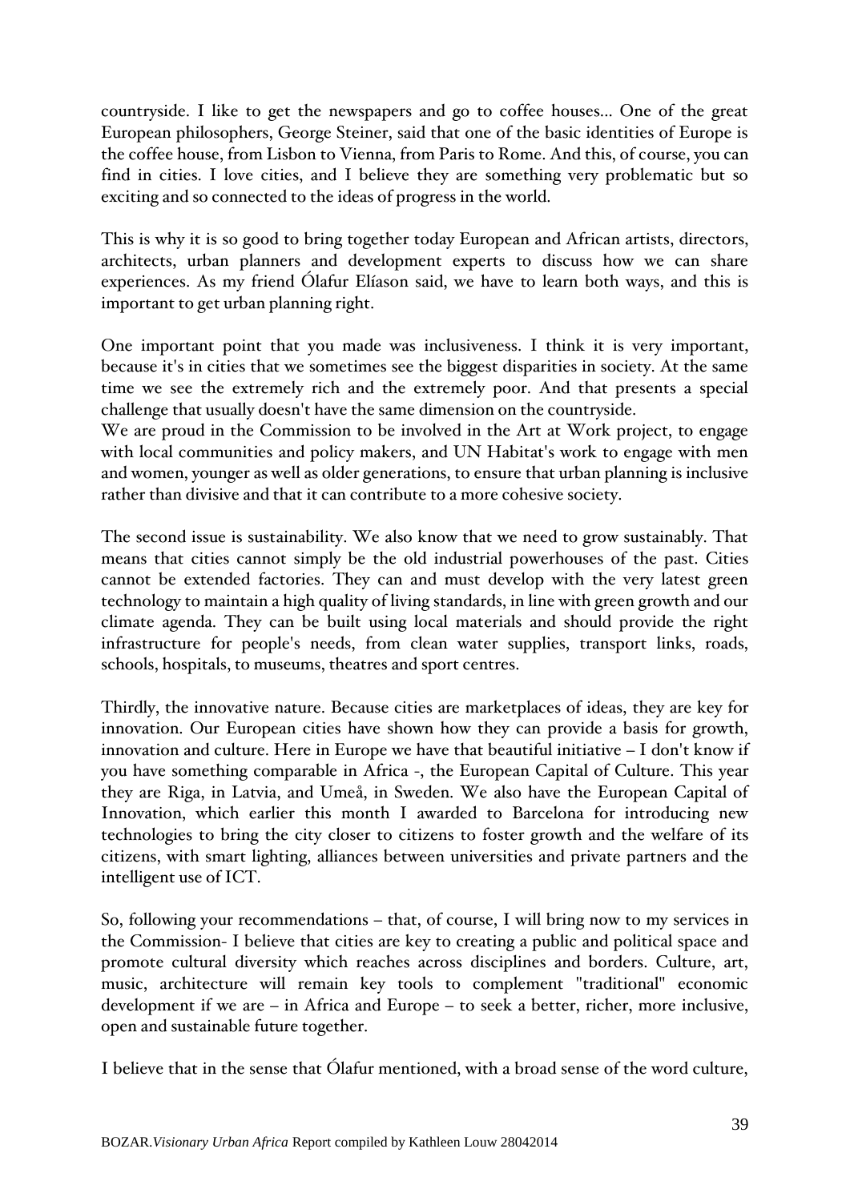countryside. I like to get the newspapers and go to coffee houses... One of the great European philosophers, George Steiner, said that one of the basic identities of Europe is the coffee house, from Lisbon to Vienna, from Paris to Rome. And this, of course, you can find in cities. I love cities, and I believe they are something very problematic but so exciting and so connected to the ideas of progress in the world.

This is why it is so good to bring together today European and African artists, directors, architects, urban planners and development experts to discuss how we can share experiences. As my friend Ólafur Elíason said, we have to learn both ways, and this is important to get urban planning right.

One important point that you made was inclusiveness. I think it is very important, because it's in cities that we sometimes see the biggest disparities in society. At the same time we see the extremely rich and the extremely poor. And that presents a special challenge that usually doesn't have the same dimension on the countryside.
We are proud in the Commission to be involved in the Art at Work project, to engage with local communities and policy makers, and UN Habitat's work to engage with men and women, younger as well as older generations, to ensure that urban planning is inclusive rather than divisive and that it can contribute to a more cohesive society.

The second issue is sustainability. We also know that we need to grow sustainably. That means that cities cannot simply be the old industrial powerhouses of the past. Cities cannot be extended factories. They can and must develop with the very latest green technology to maintain a high quality of living standards, in line with green growth and our climate agenda. They can be built using local materials and should provide the right infrastructure for people's needs, from clean water supplies, transport links, roads, schools, hospitals, to museums, theatres and sport centres.

Thirdly, the innovative nature. Because cities are marketplaces of ideas, they are key for innovation. Our European cities have shown how they can provide a basis for growth, innovation and culture. Here in Europe we have that beautiful initiative – I don't know if you have something comparable in Africa -, the European Capital of Culture. This year they are Riga, in Latvia, and Umeå, in Sweden. We also have the European Capital of Innovation, which earlier this month I awarded to Barcelona for introducing new technologies to bring the city closer to citizens to foster growth and the welfare of its citizens, with smart lighting, alliances between universities and private partners and the intelligent use of ICT.

So, following your recommendations – that, of course, I will bring now to my services in the Commission- I believe that cities are key to creating a public and political space and promote cultural diversity which reaches across disciplines and borders. Culture, art, music, architecture will remain key tools to complement "traditional" economic development if we are – in Africa and Europe – to seek a better, richer, more inclusive, open and sustainable future together.

I believe that in the sense that Ólafur mentioned, with a broad sense of the word culture,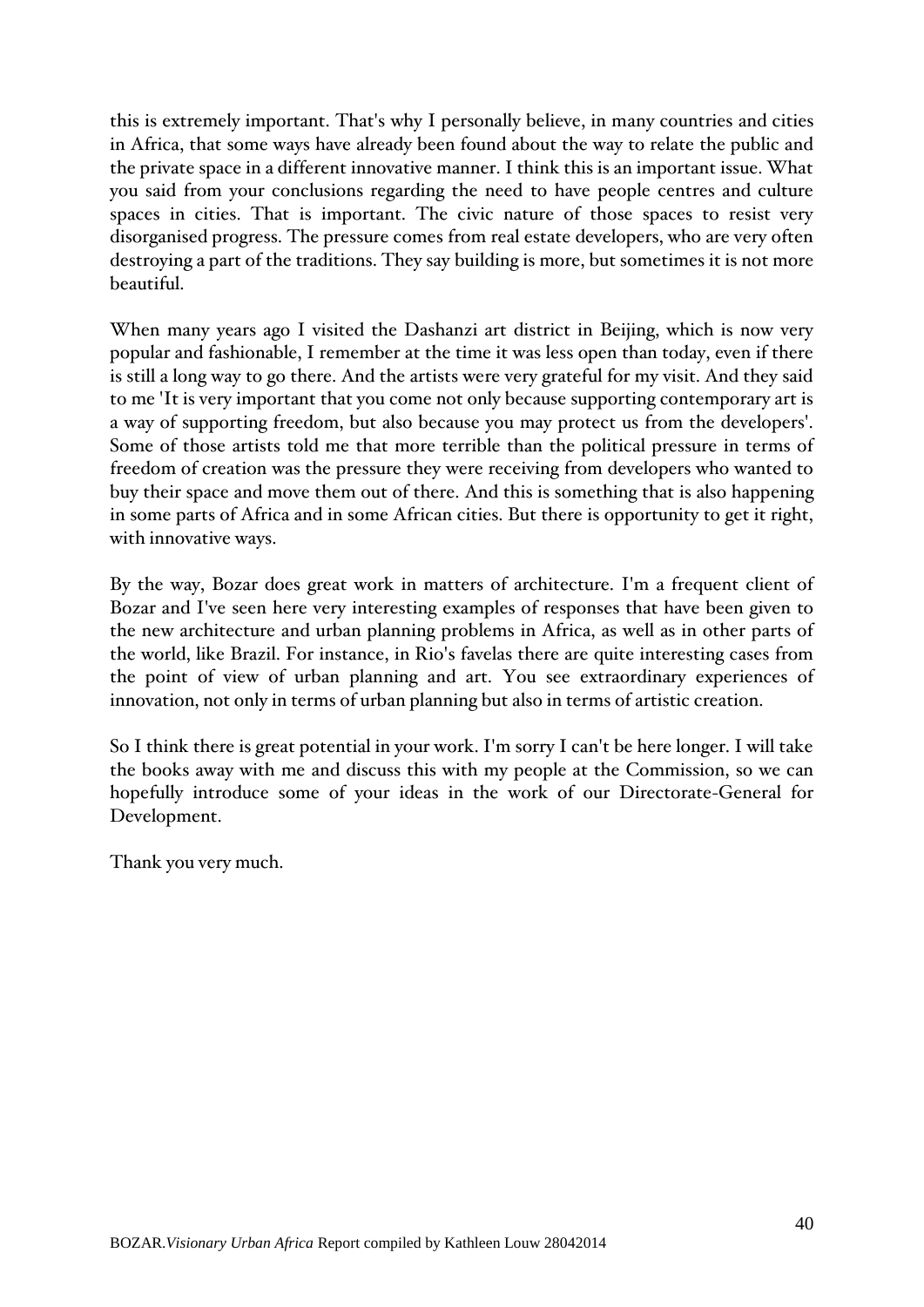this is extremely important. That's why I personally believe, in many countries and cities in Africa, that some ways have already been found about the way to relate the public and the private space in a different innovative manner. I think this is an important issue. What you said from your conclusions regarding the need to have people centres and culture spaces in cities. That is important. The civic nature of those spaces to resist very disorganised progress. The pressure comes from real estate developers, who are very often destroying a part of the traditions. They say building is more, but sometimes it is not more beautiful.

When many years ago I visited the Dashanzi art district in Beijing, which is now very popular and fashionable, I remember at the time it was less open than today, even if there is still a long way to go there. And the artists were very grateful for my visit. And they said to me 'It is very important that you come not only because supporting contemporary art is a way of supporting freedom, but also because you may protect us from the developers'. Some of those artists told me that more terrible than the political pressure in terms of freedom of creation was the pressure they were receiving from developers who wanted to buy their space and move them out of there. And this is something that is also happening in some parts of Africa and in some African cities. But there is opportunity to get it right, with innovative ways.

By the way, Bozar does great work in matters of architecture. I'm a frequent client of Bozar and I've seen here very interesting examples of responses that have been given to the new architecture and urban planning problems in Africa, as well as in other parts of the world, like Brazil. For instance, in Rio's favelas there are quite interesting cases from the point of view of urban planning and art. You see extraordinary experiences of innovation, not only in terms of urban planning but also in terms of artistic creation.

So I think there is great potential in your work. I'm sorry I can't be here longer. I will take the books away with me and discuss this with my people at the Commission, so we can hopefully introduce some of your ideas in the work of our Directorate-General for Development.

Thank you very much.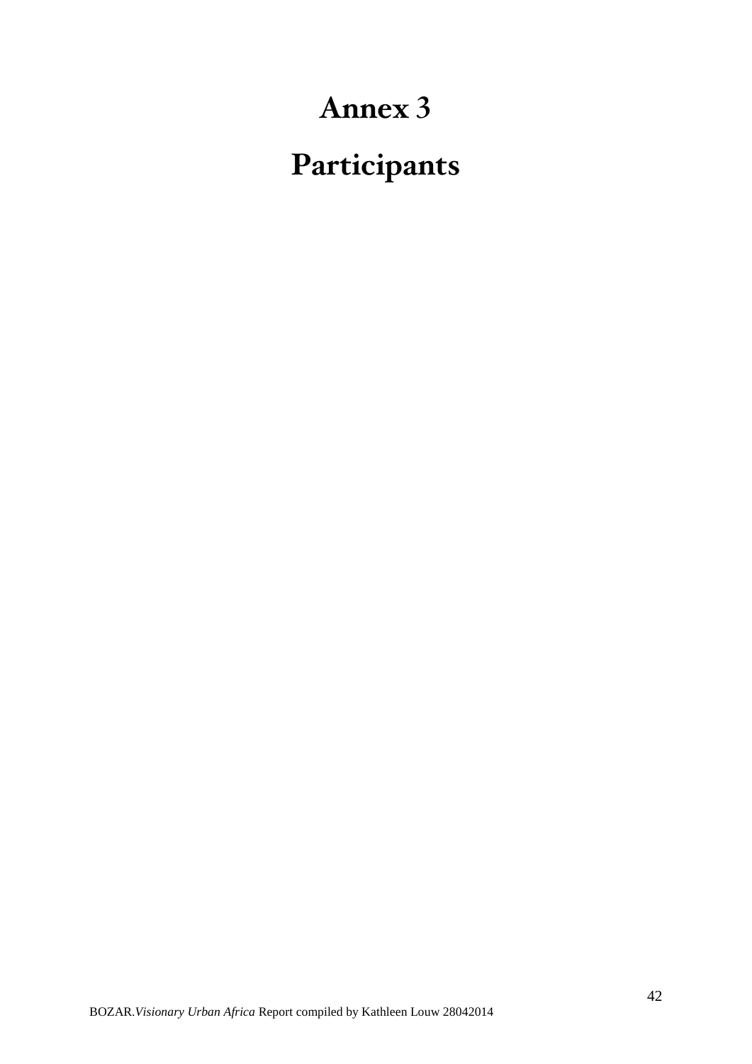# Annex 3

# Participants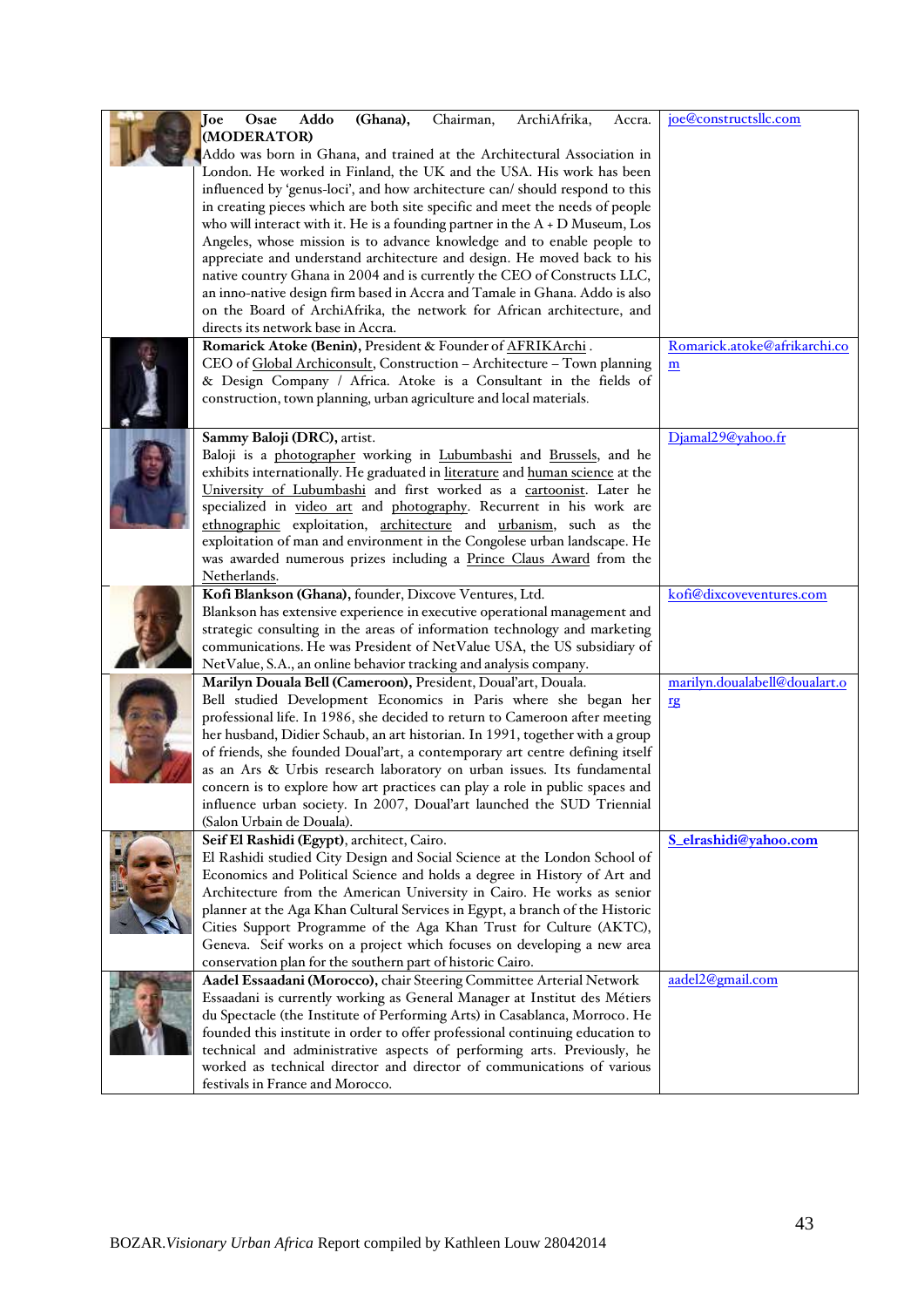| | | |
|---|---|---|
| | **Joe Osae Addo (Ghana),** Chairman, ArchiAfrika, Accra. **(MODERATOR)** Addo was born in Ghana, and trained at the Architectural Association in London. He worked in Finland, the UK and the USA. His work has been influenced by 'genus-loci', and how architecture can/ should respond to this in creating pieces which are both site specific and meet the needs of people who will interact with it. He is a founding partner in the A + D Museum, Los Angeles, whose mission is to advance knowledge and to enable people to appreciate and understand architecture and design. He moved back to his native country Ghana in 2004 and is currently the CEO of Constructs LLC, an inno-native design firm based in Accra and Tamale in Ghana. Addo is also on the Board of ArchiAfrika, the network for African architecture, and directs its network base in Accra. | joe@constructsllc.com |
| | **Romarick Atoke (Benin),** President & Founder of AFRIKArchi . CEO of Global Archiconsult, Construction – Architecture – Town planning & Design Company / Africa. Atoke is a Consultant in the fields of construction, town planning, urban agriculture and local materials. | Romarick.atoke@afrikarchi.com |
| | **Sammy Baloji (DRC),** artist. Baloji is a photographer working in Lubumbashi and Brussels, and he exhibits internationally. He graduated in literature and human science at the University of Lubumbashi and first worked as a cartoonist. Later he specialized in video art and photography. Recurrent in his work are ethnographic exploitation, architecture and urbanism, such as the exploitation of man and environment in the Congolese urban landscape. He was awarded numerous prizes including a Prince Claus Award from the Netherlands. | Djamal29@yahoo.fr |
| | **Kofi Blankson (Ghana),** founder, Dixcove Ventures, Ltd. Blankson has extensive experience in executive operational management and strategic consulting in the areas of information technology and marketing communications. He was President of NetValue USA, the US subsidiary of NetValue, S.A., an online behavior tracking and analysis company. | kofi@dixcoveventures.com |
| | **Marilyn Douala Bell (Cameroon),** President, Doual'art, Douala. Bell studied Development Economics in Paris where she began her professional life. In 1986, she decided to return to Cameroon after meeting her husband, Didier Schaub, an art historian. In 1991, together with a group of friends, she founded Doual'art, a contemporary art centre defining itself as an Ars & Urbis research laboratory on urban issues. Its fundamental concern is to explore how art practices can play a role in public spaces and influence urban society. In 2007, Doual'art launched the SUD Triennial (Salon Urbain de Douala). | marilyn.doualabell@doualart.org |
| | **Seif El Rashidi (Egypt),** architect, Cairo. El Rashidi studied City Design and Social Science at the London School of Economics and Political Science and holds a degree in History of Art and Architecture from the American University in Cairo. He works as senior planner at the Aga Khan Cultural Services in Egypt, a branch of the Historic Cities Support Programme of the Aga Khan Trust for Culture (AKTC), Geneva. Seif works on a project which focuses on developing a new area conservation plan for the southern part of historic Cairo. | **S_elrashidi@yahoo.com** |
| | **Aadel Essaadani (Morocco),** chair Steering Committee Arterial Network Essaadani is currently working as General Manager at Institut des Métiers du Spectacle (the Institute of Performing Arts) in Casablanca, Morroco. He founded this institute in order to offer professional continuing education to technical and administrative aspects of performing arts. Previously, he worked as technical director and director of communications of various festivals in France and Morocco. | aadel2@gmail.com |

BOZAR.*Visionary Urban Africa* Report compiled by Kathleen Louw 28042014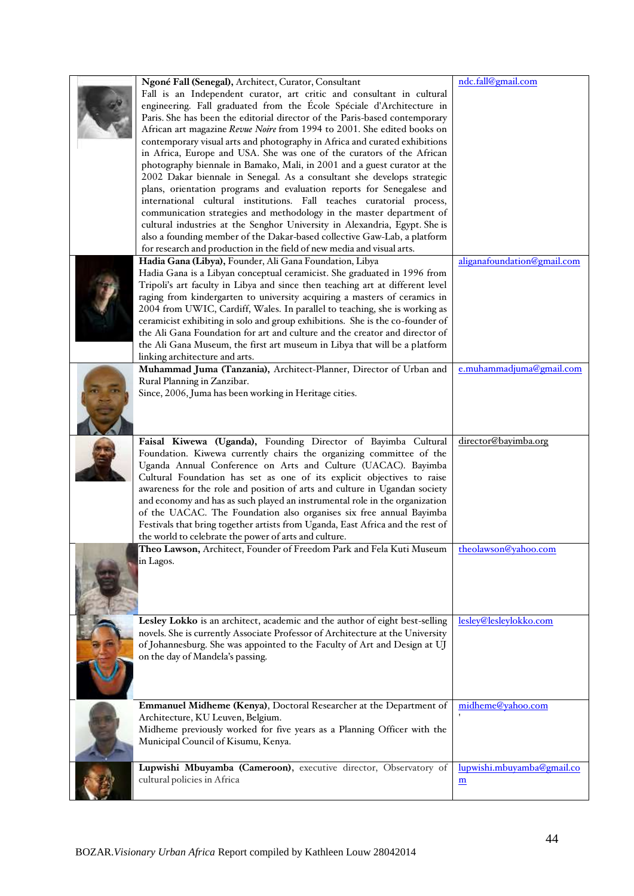| | | |
|---|---|---|
| | **Ngoné Fall (Senegal),** Architect, Curator, Consultant<br>Fall is an Independent curator, art critic and consultant in cultural engineering. Fall graduated from the École Spéciale d'Architecture in Paris. She has been the editorial director of the Paris-based contemporary African art magazine *Revue Noire* from 1994 to 2001. She edited books on contemporary visual arts and photography in Africa and curated exhibitions in Africa, Europe and USA. She was one of the curators of the African photography biennale in Bamako, Mali, in 2001 and a guest curator at the 2002 Dakar biennale in Senegal. As a consultant she develops strategic plans, orientation programs and evaluation reports for Senegalese and international cultural institutions. Fall teaches curatorial process, communication strategies and methodology in the master department of cultural industries at the Senghor University in Alexandria, Egypt. She is also a founding member of the Dakar-based collective Gaw-Lab, a platform for research and production in the field of new media and visual arts. | ndc.fall@gmail.com |
| | **Hadia Gana (Libya),** Founder, Ali Gana Foundation, Libya<br>Hadia Gana is a Libyan conceptual ceramicist. She graduated in 1996 from Tripoli's art faculty in Libya and since then teaching art at different level raging from kindergarten to university acquiring a masters of ceramics in 2004 from UWIC, Cardiff, Wales. In parallel to teaching, she is working as ceramicist exhibiting in solo and group exhibitions. She is the co-founder of the Ali Gana Foundation for art and culture and the creator and director of the Ali Gana Museum, the first art museum in Libya that will be a platform linking architecture and arts. | aliganafoundation@gmail.com |
| | **Muhammad Juma (Tanzania),** Architect-Planner, Director of Urban and Rural Planning in Zanzibar.<br>Since, 2006, Juma has been working in Heritage cities. | e.muhammadjuma@gmail.com |
| | **Faisal Kiwewa (Uganda),** Founding Director of Bayimba Cultural Foundation. Kiwewa currently chairs the organizing committee of the Uganda Annual Conference on Arts and Culture (UACAC). Bayimba Cultural Foundation has set as one of its explicit objectives to raise awareness for the role and position of arts and culture in Ugandan society and economy and has as such played an instrumental role in the organization of the UACAC. The Foundation also organises six free annual Bayimba Festivals that bring together artists from Uganda, East Africa and the rest of the world to celebrate the power of arts and culture. | director@bayimba.org |
| | **Theo Lawson,** Architect, Founder of Freedom Park and Fela Kuti Museum in Lagos. | theolawson@yahoo.com |
| | **Lesley Lokko** is an architect, academic and the author of eight best-selling novels. She is currently Associate Professor of Architecture at the University of Johannesburg. She was appointed to the Faculty of Art and Design at UJ on the day of Mandela's passing. | lesley@lesleylokko.com |
| | **Emmanuel Midheme (Kenya)**, Doctoral Researcher at the Department of Architecture, KU Leuven, Belgium.<br>Midheme previously worked for five years as a Planning Officer with the Municipal Council of Kisumu, Kenya. | midheme@yahoo.com |
| | **Lupwishi Mbuyamba (Cameroon),** executive director, Observatory of cultural policies in Africa | lupwishi.mbuyamba@gmail.com |

BOZAR.*Visionary Urban Africa* Report compiled by Kathleen Louw 28042014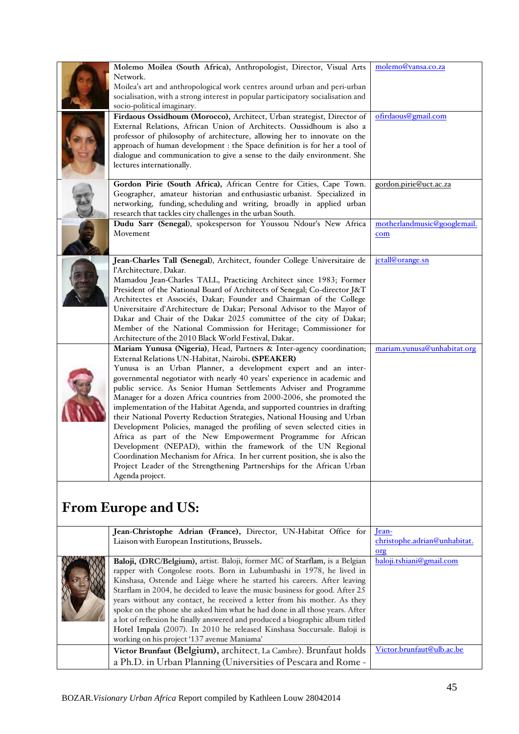| | | |
|---|---|---|
| | **Molemo Moilea (South Africa),** Anthropologist, Director, Visual Arts Network.<br>Moilea's art and anthropological work centres around urban and peri-urban socialisation, with a strong interest in popular participatory socialisation and socio-political imaginary. | molemo@vansa.co.za |
| | **Firdaous Ossidhoum (Morocco),** Architect, Urban strategist, Director of External Relations, African Union of Architects. Oussidhoum is also a professor of philosophy of architecture, allowing her to innovate on the approach of human development : the Space definition is for her a tool of dialogue and communication to give a sense to the daily environment. She lectures internationally. | ofirdaous@gmail.com |
| | **Gordon Pirie (South Africa),** African Centre for Cities, Cape Town. Geographer, amateur historian and enthusiastic urbanist. Specialized in networking, funding, scheduling and writing, broadly in applied urban research that tackles city challenges in the urban South. | gordon.pirie@uct.ac.za |
| | **Dudu Sarr (Senegal)**, spokesperson for Youssou Ndour's New Africa Movement | motherlandmusic@googlemail.com |
| | **Jean-Charles Tall (Senegal)**, Architect, founder College Universitaire de l'Architecture, Dakar.<br>Mamadou Jean-Charles TALL, Practicing Architect since 1983; Former President of the National Board of Architects of Senegal; Co-director J&T Architectes et Associés, Dakar; Founder and Chairman of the College Universitaire d'Architecture de Dakar; Personal Advisor to the Mayor of Dakar and Chair of the Dakar 2025 committee of the city of Dakar; Member of the National Commission for Heritage; Commissioner for Architecture of the 2010 Black World Festival, Dakar. | jctall@orange.sn |
| | **Mariam Yunusa (Nigeria)**, Head, Partners & Inter-agency coordination; External Relations UN-Habitat, Nairobi. **(SPEAKER)**<br>Yunusa is an Urban Planner, a development expert and an inter-governmental negotiator with nearly 40 years' experience in academic and public service. As Senior Human Settlements Adviser and Programme Manager for a dozen Africa countries from 2000-2006, she promoted the implementation of the Habitat Agenda, and supported countries in drafting their National Poverty Reduction Strategies, National Housing and Urban Development Policies, managed the profiling of seven selected cities in Africa as part of the New Empowerment Programme for African Development (NEPAD), within the framework of the UN Regional Coordination Mechanism for Africa. In her current position, she is also the Project Leader of the Strengthening Partnerships for the African Urban Agenda project. | mariam.yunusa@unhabitat.org |
| **From Europe and US:** | | |
| | **Jean-Christophe Adrian (France),** Director, UN-Habitat Office for Liaison with European Institutions, Brussels. | Jean-christophe.adrian@unhabitat.org |
| | **Baloji, (DRC/Belgium),** artist. Baloji, former MC of Starflam, is a Belgian rapper with Congolese roots. Born in Lubumbashi in 1978, he lived in Kinshasa, Ostende and Liège where he started his careers. After leaving Starflam in 2004, he decided to leave the music business for good. After 25 years without any contact, he received a letter from his mother. As they spoke on the phone she asked him what he had done in all those years. After a lot of reflexion he finally answered and produced a biographic album titled Hotel Impala (2007). In 2010 he released Kinshasa Succursale. Baloji is working on his project '137 avenue Maniama' | baloji.tshiani@gmail.com |
| | **Victor Brunfaut (Belgium),** architect, La Cambre). Brunfaut holds a Ph.D. in Urban Planning (Universities of Pescara and Rome - | Victor.brunfaut@ulb.ac.be |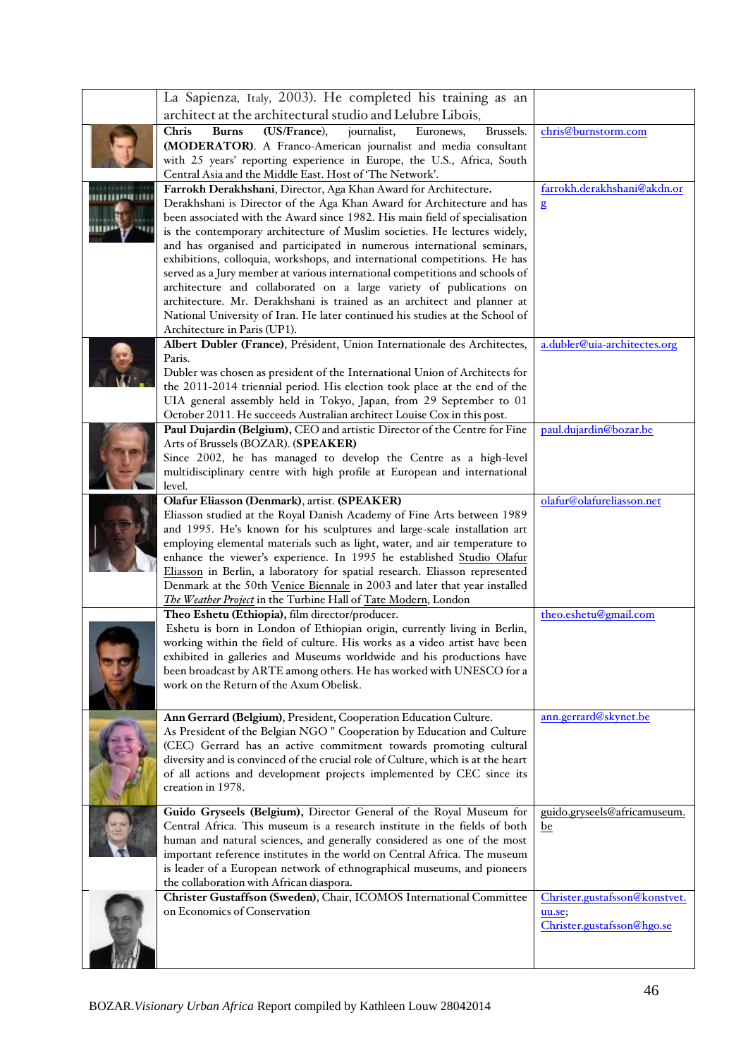| | | |
|---|---|---|
| | La Sapienza, Italy, 2003). He completed his training as an architect at the architectural studio and Lelubre Libois, | |
| | **Chris Burns (US/France)**, journalist, Euronews, Brussels. **(MODERATOR)**. A Franco-American journalist and media consultant with 25 years' reporting experience in Europe, the U.S., Africa, South Central Asia and the Middle East. Host of 'The Network'. | chris@burnstorm.com |
| | **Farrokh Derakhshani**, Director, Aga Khan Award for Architecture. Derakhshani is Director of the Aga Khan Award for Architecture and has been associated with the Award since 1982. His main field of specialisation is the contemporary architecture of Muslim societies. He lectures widely, and has organised and participated in numerous international seminars, exhibitions, colloquia, workshops, and international competitions. He has served as a Jury member at various international competitions and schools of architecture and collaborated on a large variety of publications on architecture. Mr. Derakhshani is trained as an architect and planner at National University of Iran. He later continued his studies at the School of Architecture in Paris (UP1). | farrokh.derakhshani@akdn.org |
| | **Albert Dubler (France)**, Président, Union Internationale des Architectes, Paris. Dubler was chosen as president of the International Union of Architects for the 2011-2014 triennial period. His election took place at the end of the UIA general assembly held in Tokyo, Japan, from 29 September to 01 October 2011. He succeeds Australian architect Louise Cox in this post. | a.dubler@uia-architectes.org |
| | **Paul Dujardin (Belgium),** CEO and artistic Director of the Centre for Fine Arts of Brussels (BOZAR). **(SPEAKER)** Since 2002, he has managed to develop the Centre as a high-level multidisciplinary centre with high profile at European and international level. | paul.dujardin@bozar.be |
| | **Olafur Eliasson (Denmark)**, artist. **(SPEAKER)** Eliasson studied at the Royal Danish Academy of Fine Arts between 1989 and 1995. He's known for his sculptures and large-scale installation art employing elemental materials such as light, water, and air temperature to enhance the viewer's experience. In 1995 he established Studio Olafur Eliasson in Berlin, a laboratory for spatial research. Eliasson represented Denmark at the 50th Venice Biennale in 2003 and later that year installed *The Weather Project* in the Turbine Hall of Tate Modern, London | olafur@olafureliasson.net |
| | **Theo Eshetu (Ethiopia)**, film director/producer. Eshetu is born in London of Ethiopian origin, currently living in Berlin, working within the field of culture. His works as a video artist have been exhibited in galleries and Museums worldwide and his productions have been broadcast by ARTE among others. He has worked with UNESCO for a work on the Return of the Axum Obelisk. | theo.eshetu@gmail.com |
| | **Ann Gerrard (Belgium)**, President, Cooperation Education Culture. As President of the Belgian NGO " Cooperation by Education and Culture (CEC) Gerrard has an active commitment towards promoting cultural diversity and is convinced of the crucial role of Culture, which is at the heart of all actions and development projects implemented by CEC since its creation in 1978. | ann.gerrard@skynet.be |
| | **Guido Gryseels (Belgium),** Director General of the Royal Museum for Central Africa. This museum is a research institute in the fields of both human and natural sciences, and generally considered as one of the most important reference institutes in the world on Central Africa. The museum is leader of a European network of ethnographical museums, and pioneers the collaboration with African diaspora. | guido.gryseels@africamuseum.be |
| | **Christer Gustaffson (Sweden)**, Chair, ICOMOS International Committee on Economics of Conservation | Christer.gustafsson@konstvet.uu.se; Christer.gustafsson@hgo.se |

BOZAR.*Visionary Urban Africa* Report compiled by Kathleen Louw 28042014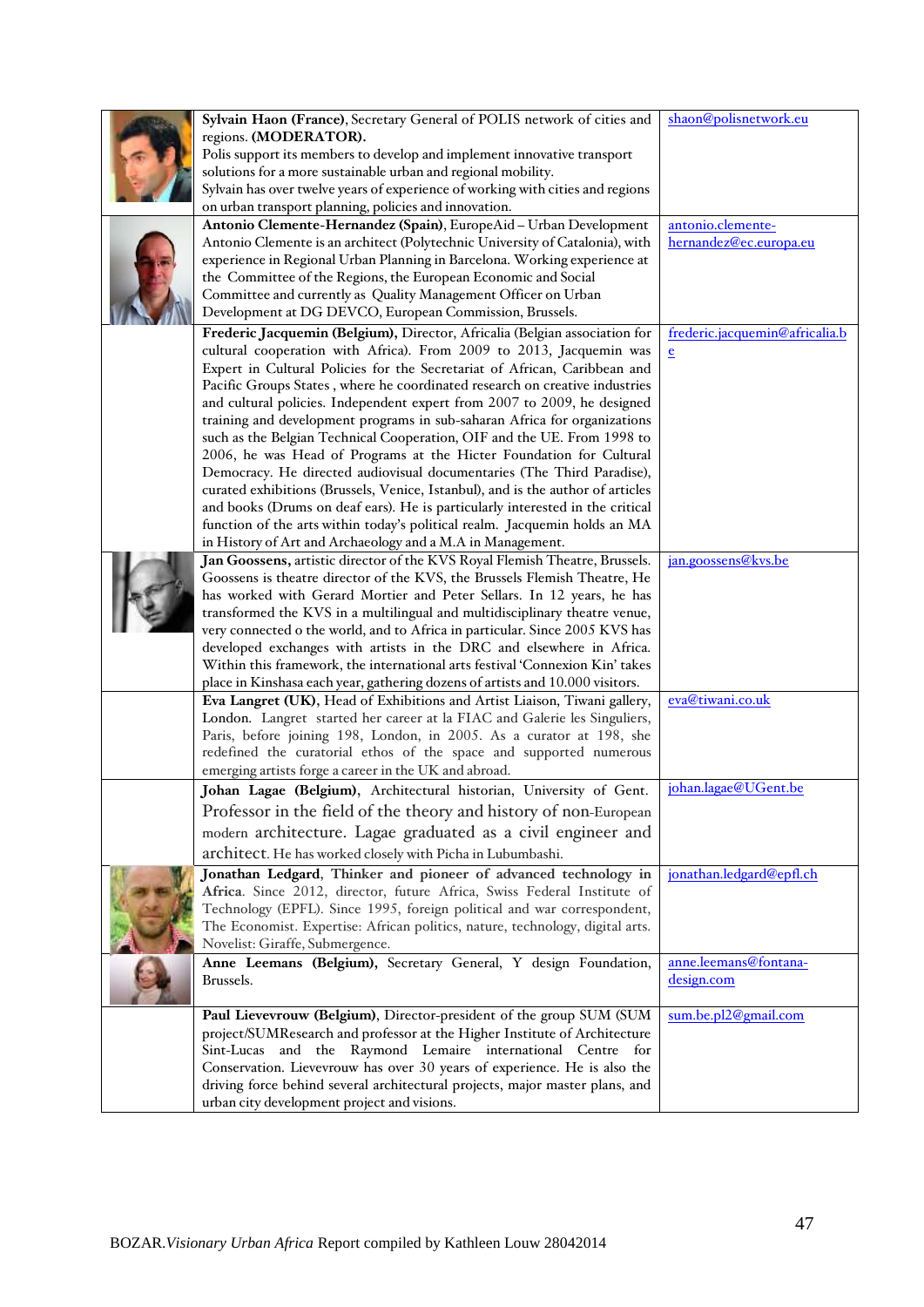| | | |
|---|---|---|
| | **Sylvain Haon (France)**, Secretary General of POLIS network of cities and regions. **(MODERATOR).** Polis support its members to develop and implement innovative transport solutions for a more sustainable urban and regional mobility. Sylvain has over twelve years of experience of working with cities and regions on urban transport planning, policies and innovation. | shaon@polisnetwork.eu |
| | **Antonio Clemente-Hernandez (Spain)**, EuropeAid – Urban Development Antonio Clemente is an architect (Polytechnic University of Catalonia), with experience in Regional Urban Planning in Barcelona. Working experience at the Committee of the Regions, the European Economic and Social Committee and currently as Quality Management Officer on Urban Development at DG DEVCO, European Commission, Brussels. | antonio.clemente-hernandez@ec.europa.eu |
| | **Frederic Jacquemin (Belgium),** Director, Africalia (Belgian association for cultural cooperation with Africa). From 2009 to 2013, Jacquemin was Expert in Cultural Policies for the Secretariat of African, Caribbean and Pacific Groups States , where he coordinated research on creative industries and cultural policies. Independent expert from 2007 to 2009, he designed training and development programs in sub-saharan Africa for organizations such as the Belgian Technical Cooperation, OIF and the UE. From 1998 to 2006, he was Head of Programs at the Hicter Foundation for Cultural Democracy. He directed audiovisual documentaries (The Third Paradise), curated exhibitions (Brussels, Venice, Istanbul), and is the author of articles and books (Drums on deaf ears). He is particularly interested in the critical function of the arts within today's political realm. Jacquemin holds an MA in History of Art and Archaeology and a M.A in Management. | frederic.jacquemin@africalia.be |
| | **Jan Goossens,** artistic director of the KVS Royal Flemish Theatre, Brussels. Goossens is theatre director of the KVS, the Brussels Flemish Theatre, He has worked with Gerard Mortier and Peter Sellars. In 12 years, he has transformed the KVS in a multilingual and multidisciplinary theatre venue, very connected o the world, and to Africa in particular. Since 2005 KVS has developed exchanges with artists in the DRC and elsewhere in Africa. Within this framework, the international arts festival 'Connexion Kin' takes place in Kinshasa each year, gathering dozens of artists and 10.000 visitors. | jan.goossens@kvs.be |
| | **Eva Langret (UK),** Head of Exhibitions and Artist Liaison, Tiwani gallery, London. Langret started her career at la FIAC and Galerie les Singuliers, Paris, before joining 198, London, in 2005. As a curator at 198, she redefined the curatorial ethos of the space and supported numerous emerging artists forge a career in the UK and abroad. | eva@tiwani.co.uk |
| | **Johan Lagae (Belgium)**, Architectural historian, University of Gent. Professor in the field of the theory and history of non-European modern architecture. Lagae graduated as a civil engineer and architect. He has worked closely with Picha in Lubumbashi. | johan.lagae@UGent.be |
| | **Jonathan Ledgard**, **Thinker and pioneer of advanced technology in Africa**. Since 2012, director, future Africa, Swiss Federal Institute of Technology (EPFL). Since 1995, foreign political and war correspondent, The Economist. Expertise: African politics, nature, technology, digital arts. Novelist: Giraffe, Submergence. | jonathan.ledgard@epfl.ch |
| | **Anne Leemans (Belgium),** Secretary General, Y design Foundation, Brussels. | anne.leemans@fontana-design.com |
| | **Paul Lievevrouw (Belgium)**, Director-president of the group SUM (SUM project/SUMResearch and professor at the Higher Institute of Architecture Sint-Lucas and the Raymond Lemaire international Centre for Conservation. Lievevrouw has over 30 years of experience. He is also the driving force behind several architectural projects, major master plans, and urban city development project and visions. | sum.be.pl2@gmail.com |

BOZAR.*Visionary Urban Africa* Report compiled by Kathleen Louw 28042014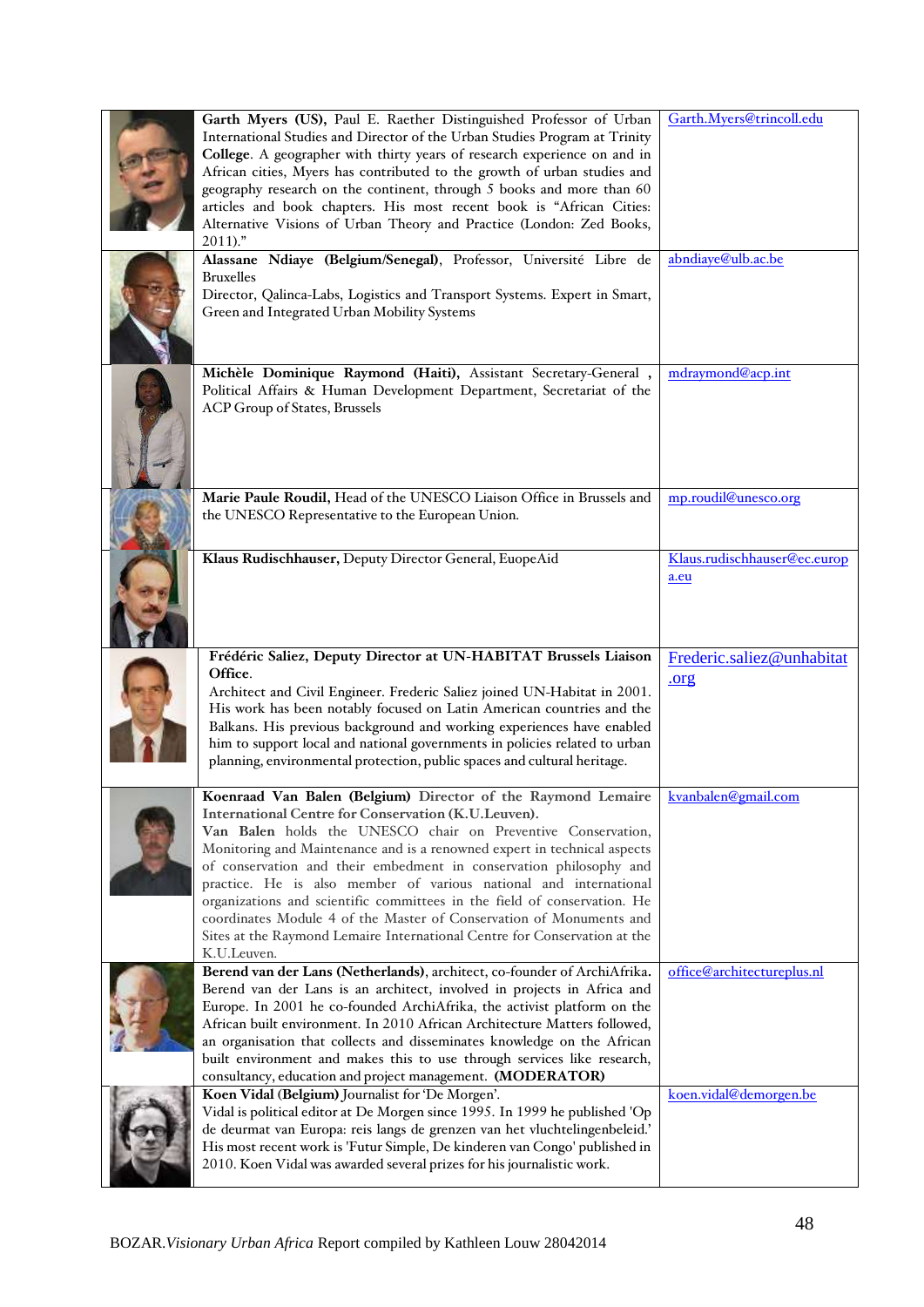| | | |
|---|---|---|
| | **Garth Myers (US),** Paul E. Raether Distinguished Professor of Urban International Studies and Director of the Urban Studies Program at Trinity **College**. A geographer with thirty years of research experience on and in African cities, Myers has contributed to the growth of urban studies and geography research on the continent, through 5 books and more than 60 articles and book chapters. His most recent book is "African Cities: Alternative Visions of Urban Theory and Practice (London: Zed Books, 2011)." | Garth.Myers@trincoll.edu |
| | **Alassane Ndiaye (Belgium/Senegal)**, Professor, Université Libre de Bruxelles<br>Director, Qalinca-Labs, Logistics and Transport Systems. Expert in Smart, Green and Integrated Urban Mobility Systems | abndiaye@ulb.ac.be |
| | **Michèle Dominique Raymond (Haiti),** Assistant Secretary-General , Political Affairs & Human Development Department, Secretariat of the ACP Group of States, Brussels | mdraymond@acp.int |
| | **Marie Paule Roudil,** Head of the UNESCO Liaison Office in Brussels and the UNESCO Representative to the European Union. | mp.roudil@unesco.org |
| | **Klaus Rudischhauser,** Deputy Director General, EuopeAid | Klaus.rudischhauser@ec.europa.eu |
| | **Frédéric Saliez, Deputy Director at UN-HABITAT Brussels Liaison Office.**<br>Architect and Civil Engineer. Frederic Saliez joined UN-Habitat in 2001. His work has been notably focused on Latin American countries and the Balkans. His previous background and working experiences have enabled him to support local and national governments in policies related to urban planning, environmental protection, public spaces and cultural heritage. | Frederic.saliez@unhabitat.org |
| | **Koenraad Van Balen (Belgium)** **Director of the Raymond Lemaire International Centre for Conservation (K.U.Leuven).**<br>**Van Balen** holds the UNESCO chair on Preventive Conservation, Monitoring and Maintenance and is a renowned expert in technical aspects of conservation and their embedment in conservation philosophy and practice. He is also member of various national and international organizations and scientific committees in the field of conservation. He coordinates Module 4 of the Master of Conservation of Monuments and Sites at the Raymond Lemaire International Centre for Conservation at the K.U.Leuven. | kvanbalen@gmail.com |
| | **Berend van der Lans (Netherlands)**, architect, co-founder of ArchiAfrika. Berend van der Lans is an architect, involved in projects in Africa and Europe. In 2001 he co-founded ArchiAfrika, the activist platform on the African built environment. In 2010 African Architecture Matters followed, an organisation that collects and disseminates knowledge on the African built environment and makes this to use through services like research, consultancy, education and project management. **(MODERATOR)** | office@architectureplus.nl |
| | **Koen Vidal (Belgium)** Journalist for 'De Morgen'.<br>Vidal is political editor at De Morgen since 1995. In 1999 he published 'Op de deurmat van Europa: reis langs de grenzen van het vluchtelingenbeleid.' His most recent work is 'Futur Simple, De kinderen van Congo' published in 2010. Koen Vidal was awarded several prizes for his journalistic work. | koen.vidal@demorgen.be |

BOZAR.*Visionary Urban Africa* Report compiled by Kathleen Louw 28042014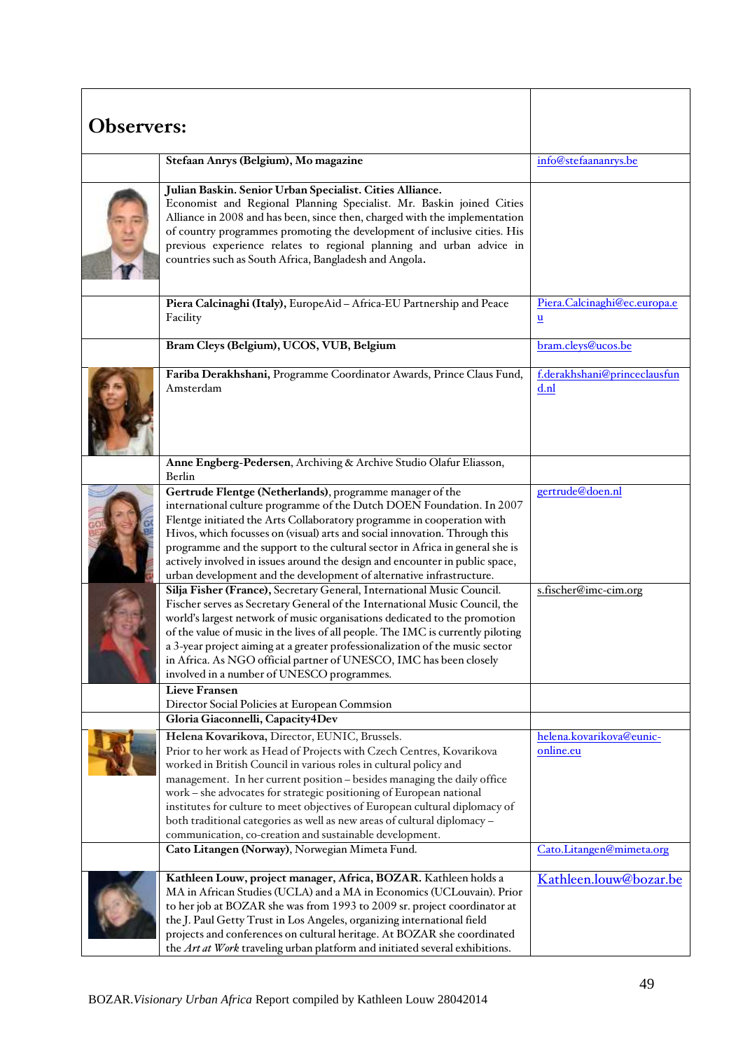| Observers: | | |
|---|---|---|
| | **Stefaan Anrys (Belgium), Mo magazine** | info@stefaananrys.be |
| | **Julian Baskin. Senior Urban Specialist. Cities Alliance.** Economist and Regional Planning Specialist. Mr. Baskin joined Cities Alliance in 2008 and has been, since then, charged with the implementation of country programmes promoting the development of inclusive cities. His previous experience relates to regional planning and urban advice in countries such as South Africa, Bangladesh and Angola. | |
| | **Piera Calcinaghi (Italy),** EuropeAid – Africa-EU Partnership and Peace Facility | Piera.Calcinaghi@ec.europa.eu |
| | **Bram Cleys (Belgium), UCOS, VUB, Belgium** | bram.cleys@ucos.be |
| | **Fariba Derakhshani,** Programme Coordinator Awards, Prince Claus Fund, Amsterdam | f.derakhshani@princeclausfund.nl |
| | **Anne Engberg-Pedersen**, Archiving & Archive Studio Olafur Eliasson, Berlin | |
| | **Gertrude Flentge (Netherlands)**, programme manager of the international culture programme of the Dutch DOEN Foundation. In 2007 Flentge initiated the Arts Collaboratory programme in cooperation with Hivos, which focusses on (visual) arts and social innovation. Through this programme and the support to the cultural sector in Africa in general she is actively involved in issues around the design and encounter in public space, urban development and the development of alternative infrastructure. | gertrude@doen.nl |
| | **Silja Fisher (France),** Secretary General, International Music Council. Fischer serves as Secretary General of the International Music Council, the world's largest network of music organisations dedicated to the promotion of the value of music in the lives of all people. The IMC is currently piloting a 3-year project aiming at a greater professionalization of the music sector in Africa. As NGO official partner of UNESCO, IMC has been closely involved in a number of UNESCO programmes. | s.fischer@imc-cim.org |
| | **Lieve Fransen** Director Social Policies at European Commsion | |
| | **Gloria Giaconnelli, Capacity4Dev** | |
| | **Helena Kovarikova,** Director, EUNIC, Brussels. Prior to her work as Head of Projects with Czech Centres, Kovarikova worked in British Council in various roles in cultural policy and management. In her current position – besides managing the daily office work – she advocates for strategic positioning of European national institutes for culture to meet objectives of European cultural diplomacy of both traditional categories as well as new areas of cultural diplomacy – communication, co-creation and sustainable development. | helena.kovarikova@eunic-online.eu |
| | **Cato Litangen (Norway)**, Norwegian Mimeta Fund. | Cato.Litangen@mimeta.org |
| | **Kathleen Louw, project manager, Africa, BOZAR.** Kathleen holds a MA in African Studies (UCLA) and a MA in Economics (UCLouvain). Prior to her job at BOZAR she was from 1993 to 2009 sr. project coordinator at the J. Paul Getty Trust in Los Angeles, organizing international field projects and conferences on cultural heritage. At BOZAR she coordinated the *Art at Work* traveling urban platform and initiated several exhibitions. | Kathleen.louw@bozar.be |

BOZAR.*Visionary Urban Africa* Report compiled by Kathleen Louw 28042014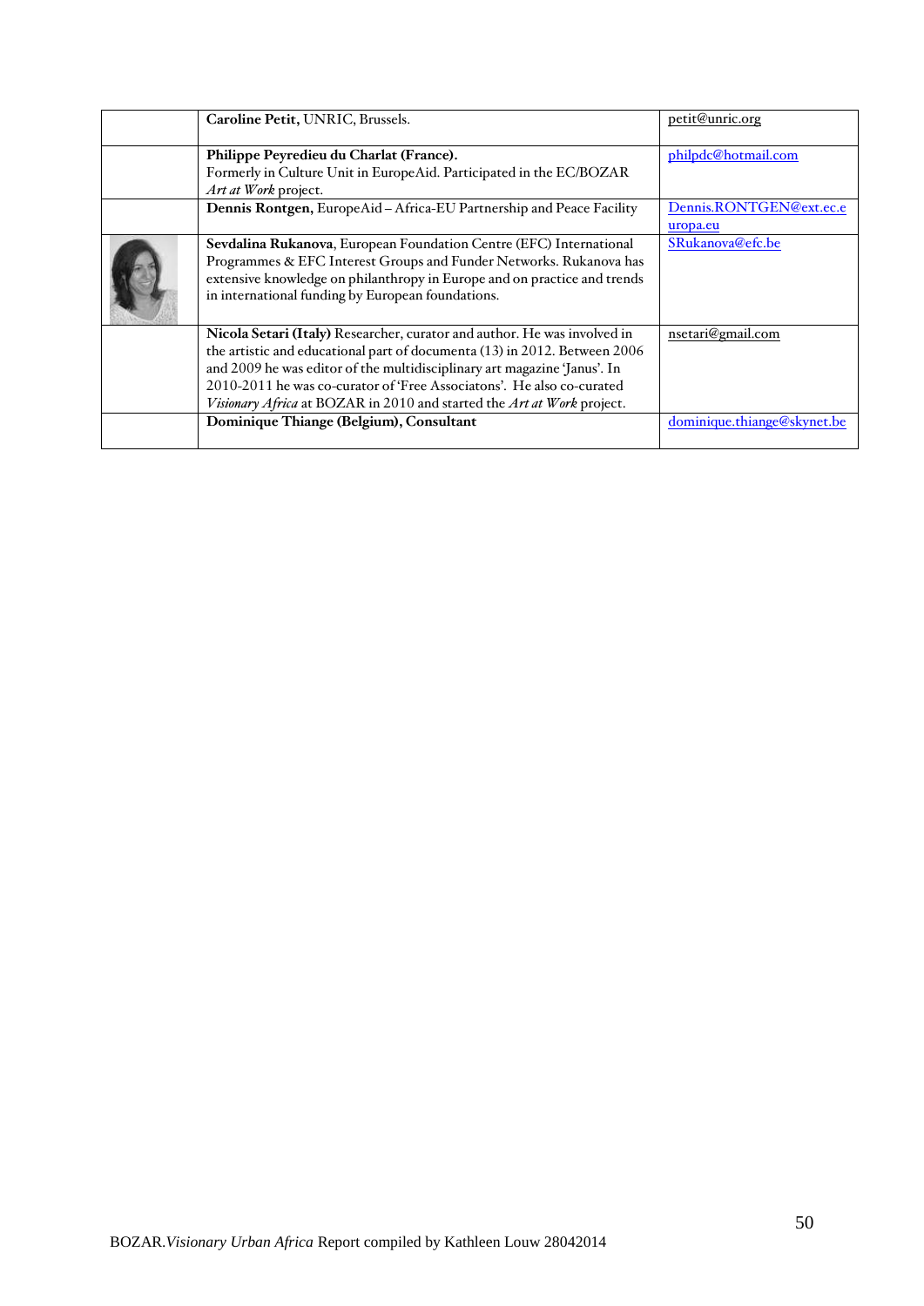| | | |
|---|---|---|
| | **Caroline Petit,** UNRIC, Brussels. | petit@unric.org |
| | **Philippe Peyredieu du Charlat (France).** Formerly in Culture Unit in EuropeAid. Participated in the EC/BOZAR *Art at Work* project. | philpdc@hotmail.com |
| | **Dennis Rontgen,** EuropeAid – Africa-EU Partnership and Peace Facility | Dennis.RONTGEN@ext.ec.europa.eu |
| | **Sevdalina Rukanova**, European Foundation Centre (EFC) International Programmes & EFC Interest Groups and Funder Networks. Rukanova has extensive knowledge on philanthropy in Europe and on practice and trends in international funding by European foundations. | SRukanova@efc.be |
| | **Nicola Setari (Italy)** Researcher, curator and author. He was involved in the artistic and educational part of documenta (13) in 2012. Between 2006 and 2009 he was editor of the multidisciplinary art magazine 'Janus'. In 2010-2011 he was co-curator of 'Free Associatons'. He also co-curated *Visionary Africa* at BOZAR in 2010 and started the *Art at Work* project. | nsetari@gmail.com |
| | **Dominique Thiange (Belgium), Consultant** | dominique.thiange@skynet.be |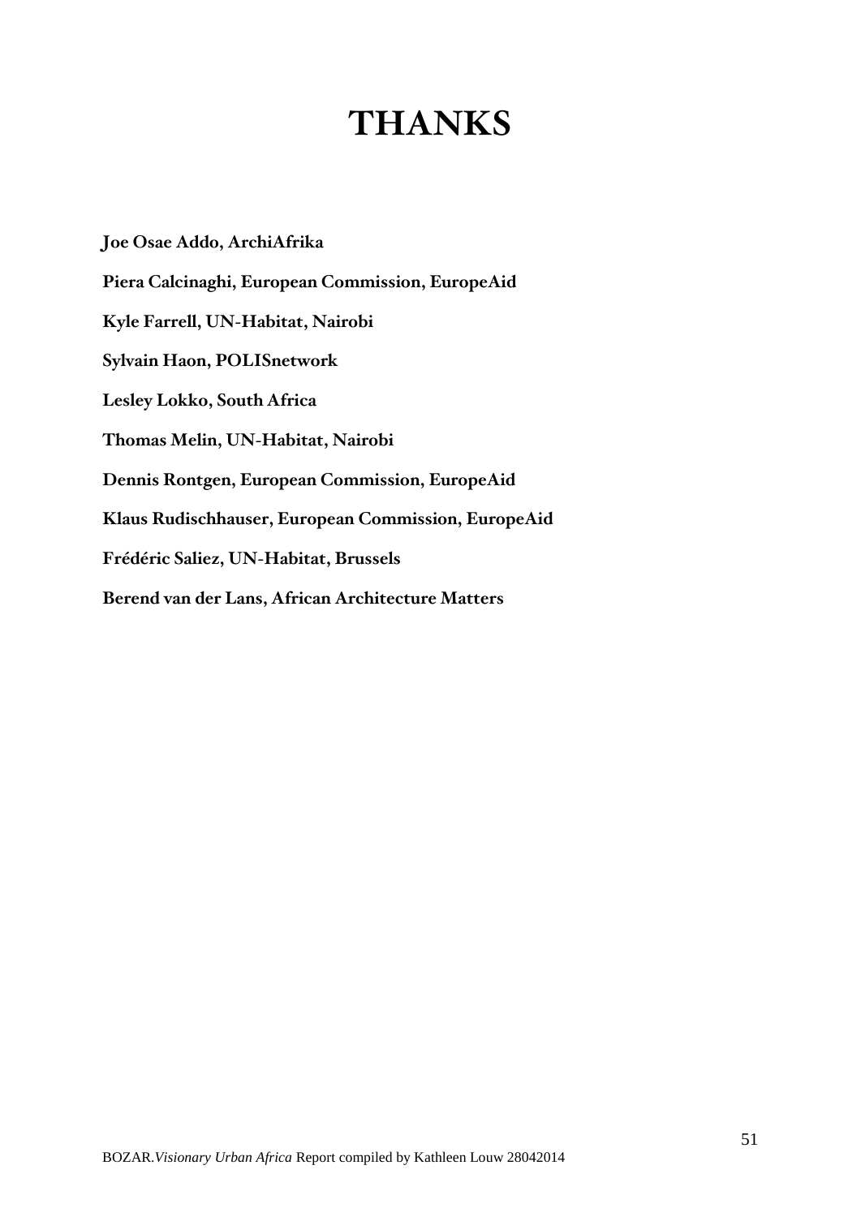# THANKS

**Joe Osae Addo, ArchiAfrika**

**Piera Calcinaghi, European Commission, EuropeAid**

**Kyle Farrell, UN-Habitat, Nairobi**

**Sylvain Haon, POLISnetwork**

**Lesley Lokko, South Africa**

**Thomas Melin, UN-Habitat, Nairobi**

**Dennis Rontgen, European Commission, EuropeAid**

**Klaus Rudischhauser, European Commission, EuropeAid**

**Frédéric Saliez, UN-Habitat, Brussels**

**Berend van der Lans, African Architecture Matters**